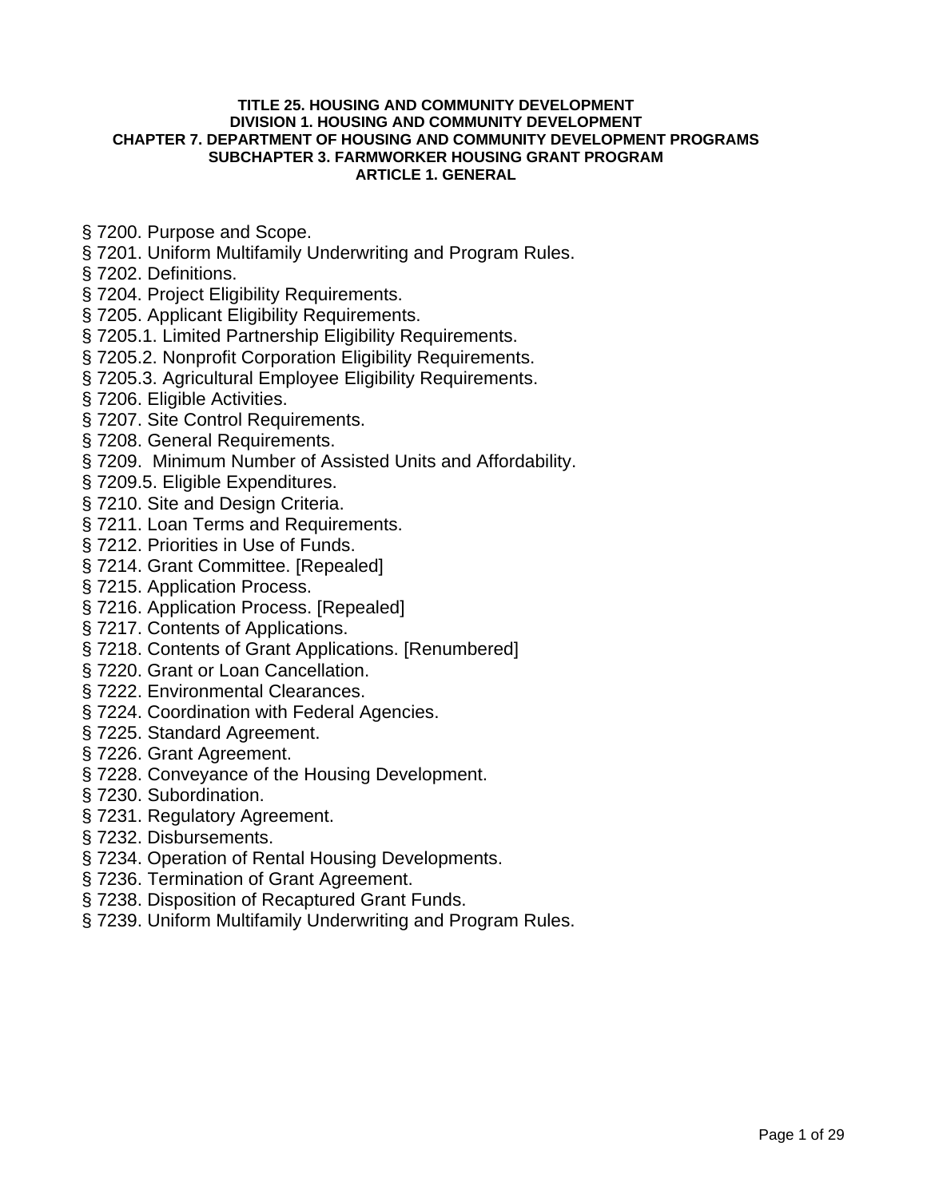**TITLE 25. HOUSING AND COMMUNITY DEVELOPMENT**
**DIVISION 1. HOUSING AND COMMUNITY DEVELOPMENT**
**CHAPTER 7. DEPARTMENT OF HOUSING AND COMMUNITY DEVELOPMENT PROGRAMS**
**SUBCHAPTER 3. FARMWORKER HOUSING GRANT PROGRAM**
**ARTICLE 1. GENERAL**

§ 7200. Purpose and Scope.
§ 7201. Uniform Multifamily Underwriting and Program Rules.
§ 7202. Definitions.
§ 7204. Project Eligibility Requirements.
§ 7205. Applicant Eligibility Requirements.
§ 7205.1. Limited Partnership Eligibility Requirements.
§ 7205.2. Nonprofit Corporation Eligibility Requirements.
§ 7205.3. Agricultural Employee Eligibility Requirements.
§ 7206. Eligible Activities.
§ 7207. Site Control Requirements.
§ 7208. General Requirements.
§ 7209. Minimum Number of Assisted Units and Affordability.
§ 7209.5. Eligible Expenditures.
§ 7210. Site and Design Criteria.
§ 7211. Loan Terms and Requirements.
§ 7212. Priorities in Use of Funds.
§ 7214. Grant Committee. [Repealed]
§ 7215. Application Process.
§ 7216. Application Process. [Repealed]
§ 7217. Contents of Applications.
§ 7218. Contents of Grant Applications. [Renumbered]
§ 7220. Grant or Loan Cancellation.
§ 7222. Environmental Clearances.
§ 7224. Coordination with Federal Agencies.
§ 7225. Standard Agreement.
§ 7226. Grant Agreement.
§ 7228. Conveyance of the Housing Development.
§ 7230. Subordination.
§ 7231. Regulatory Agreement.
§ 7232. Disbursements.
§ 7234. Operation of Rental Housing Developments.
§ 7236. Termination of Grant Agreement.
§ 7238. Disposition of Recaptured Grant Funds.
§ 7239. Uniform Multifamily Underwriting and Program Rules.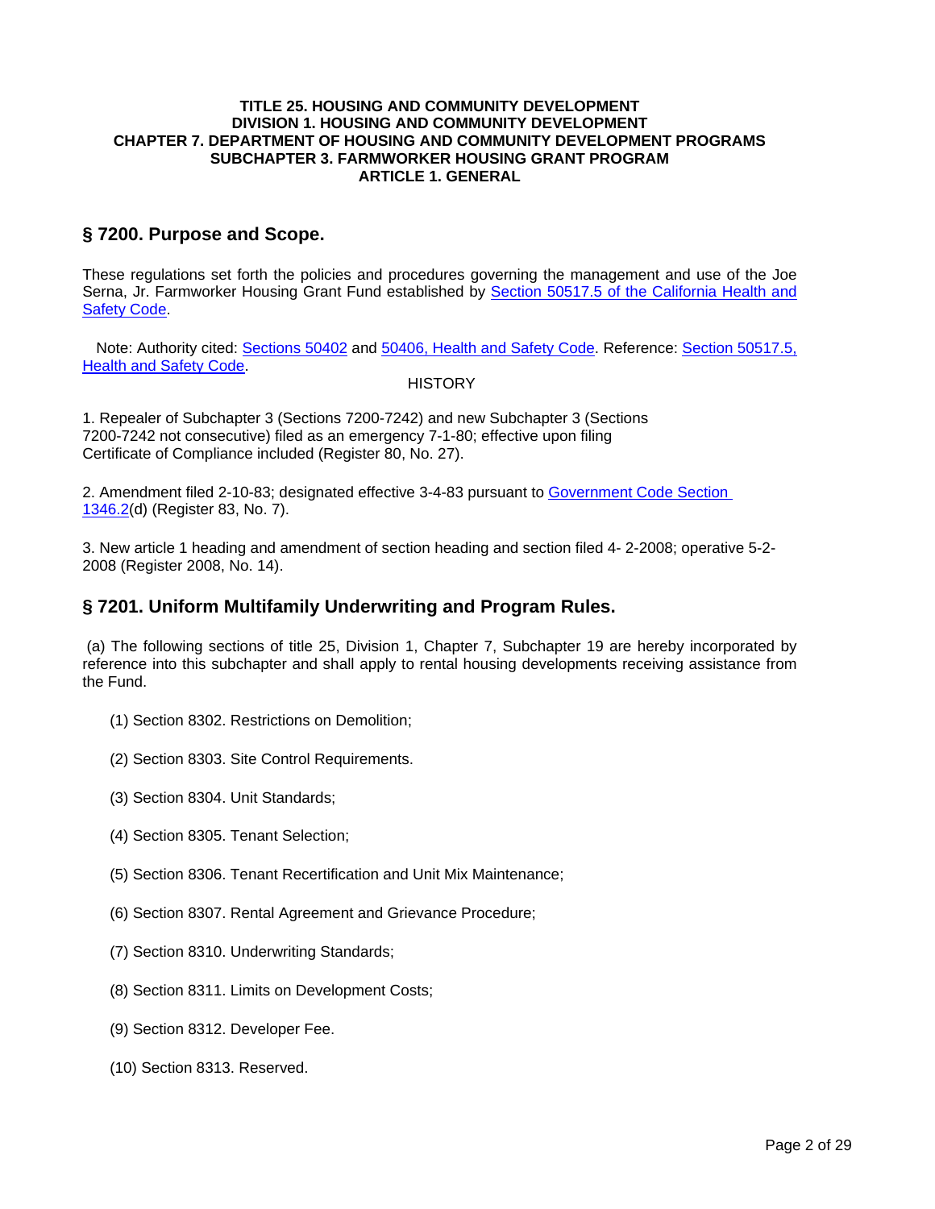**TITLE 25. HOUSING AND COMMUNITY DEVELOPMENT**
**DIVISION 1. HOUSING AND COMMUNITY DEVELOPMENT**
**CHAPTER 7. DEPARTMENT OF HOUSING AND COMMUNITY DEVELOPMENT PROGRAMS**
**SUBCHAPTER 3. FARMWORKER HOUSING GRANT PROGRAM**
**ARTICLE 1. GENERAL**

## § 7200. Purpose and Scope.

These regulations set forth the policies and procedures governing the management and use of the Joe Serna, Jr. Farmworker Housing Grant Fund established by Section 50517.5 of the California Health and Safety Code.

Note: Authority cited: Sections 50402 and 50406, Health and Safety Code. Reference: Section 50517.5, Health and Safety Code.

HISTORY

1. Repealer of Subchapter 3 (Sections 7200-7242) and new Subchapter 3 (Sections 7200-7242 not consecutive) filed as an emergency 7-1-80; effective upon filing Certificate of Compliance included (Register 80, No. 27).

2. Amendment filed 2-10-83; designated effective 3-4-83 pursuant to Government Code Section 1346.2(d) (Register 83, No. 7).

3. New article 1 heading and amendment of section heading and section filed 4- 2-2008; operative 5-2-2008 (Register 2008, No. 14).

## § 7201. Uniform Multifamily Underwriting and Program Rules.

(a) The following sections of title 25, Division 1, Chapter 7, Subchapter 19 are hereby incorporated by reference into this subchapter and shall apply to rental housing developments receiving assistance from the Fund.

(1) Section 8302. Restrictions on Demolition;

(2) Section 8303. Site Control Requirements.

(3) Section 8304. Unit Standards;

(4) Section 8305. Tenant Selection;

(5) Section 8306. Tenant Recertification and Unit Mix Maintenance;

(6) Section 8307. Rental Agreement and Grievance Procedure;

(7) Section 8310. Underwriting Standards;

(8) Section 8311. Limits on Development Costs;

(9) Section 8312. Developer Fee.

(10) Section 8313. Reserved.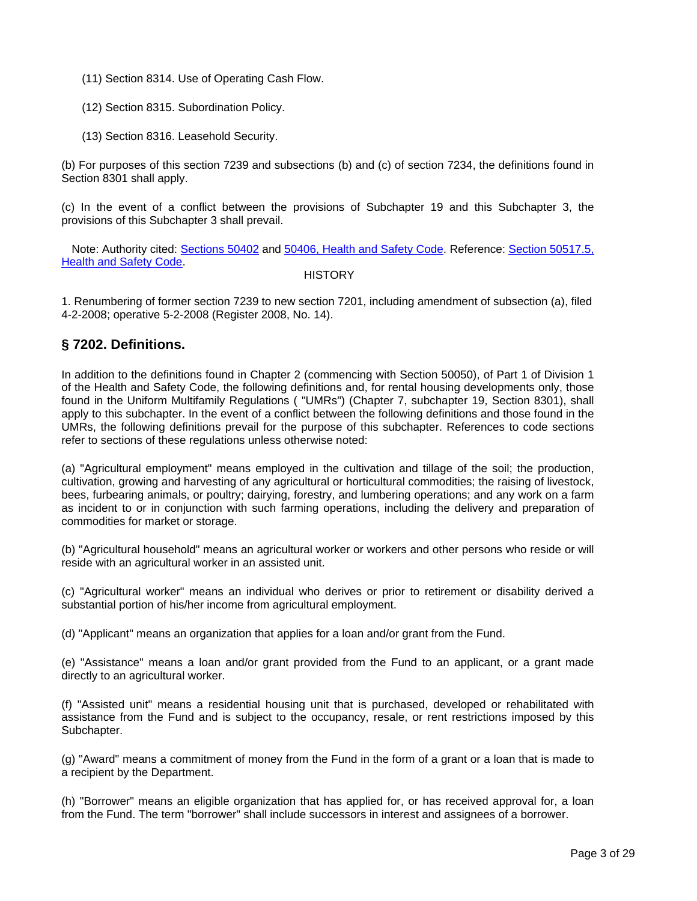(11) Section 8314. Use of Operating Cash Flow.

(12) Section 8315. Subordination Policy.

(13) Section 8316. Leasehold Security.

(b) For purposes of this section 7239 and subsections (b) and (c) of section 7234, the definitions found in Section 8301 shall apply.

(c) In the event of a conflict between the provisions of Subchapter 19 and this Subchapter 3, the provisions of this Subchapter 3 shall prevail.

Note: Authority cited: Sections 50402 and 50406, Health and Safety Code. Reference: Section 50517.5, Health and Safety Code.

HISTORY

1. Renumbering of former section 7239 to new section 7201, including amendment of subsection (a), filed 4-2-2008; operative 5-2-2008 (Register 2008, No. 14).

## § 7202. Definitions.

In addition to the definitions found in Chapter 2 (commencing with Section 50050), of Part 1 of Division 1 of the Health and Safety Code, the following definitions and, for rental housing developments only, those found in the Uniform Multifamily Regulations ( "UMRs") (Chapter 7, subchapter 19, Section 8301), shall apply to this subchapter. In the event of a conflict between the following definitions and those found in the UMRs, the following definitions prevail for the purpose of this subchapter. References to code sections refer to sections of these regulations unless otherwise noted:

(a) "Agricultural employment" means employed in the cultivation and tillage of the soil; the production, cultivation, growing and harvesting of any agricultural or horticultural commodities; the raising of livestock, bees, furbearing animals, or poultry; dairying, forestry, and lumbering operations; and any work on a farm as incident to or in conjunction with such farming operations, including the delivery and preparation of commodities for market or storage.

(b) "Agricultural household" means an agricultural worker or workers and other persons who reside or will reside with an agricultural worker in an assisted unit.

(c) "Agricultural worker" means an individual who derives or prior to retirement or disability derived a substantial portion of his/her income from agricultural employment.

(d) "Applicant" means an organization that applies for a loan and/or grant from the Fund.

(e) "Assistance" means a loan and/or grant provided from the Fund to an applicant, or a grant made directly to an agricultural worker.

(f) "Assisted unit" means a residential housing unit that is purchased, developed or rehabilitated with assistance from the Fund and is subject to the occupancy, resale, or rent restrictions imposed by this Subchapter.

(g) "Award" means a commitment of money from the Fund in the form of a grant or a loan that is made to a recipient by the Department.

(h) "Borrower" means an eligible organization that has applied for, or has received approval for, a loan from the Fund. The term "borrower" shall include successors in interest and assignees of a borrower.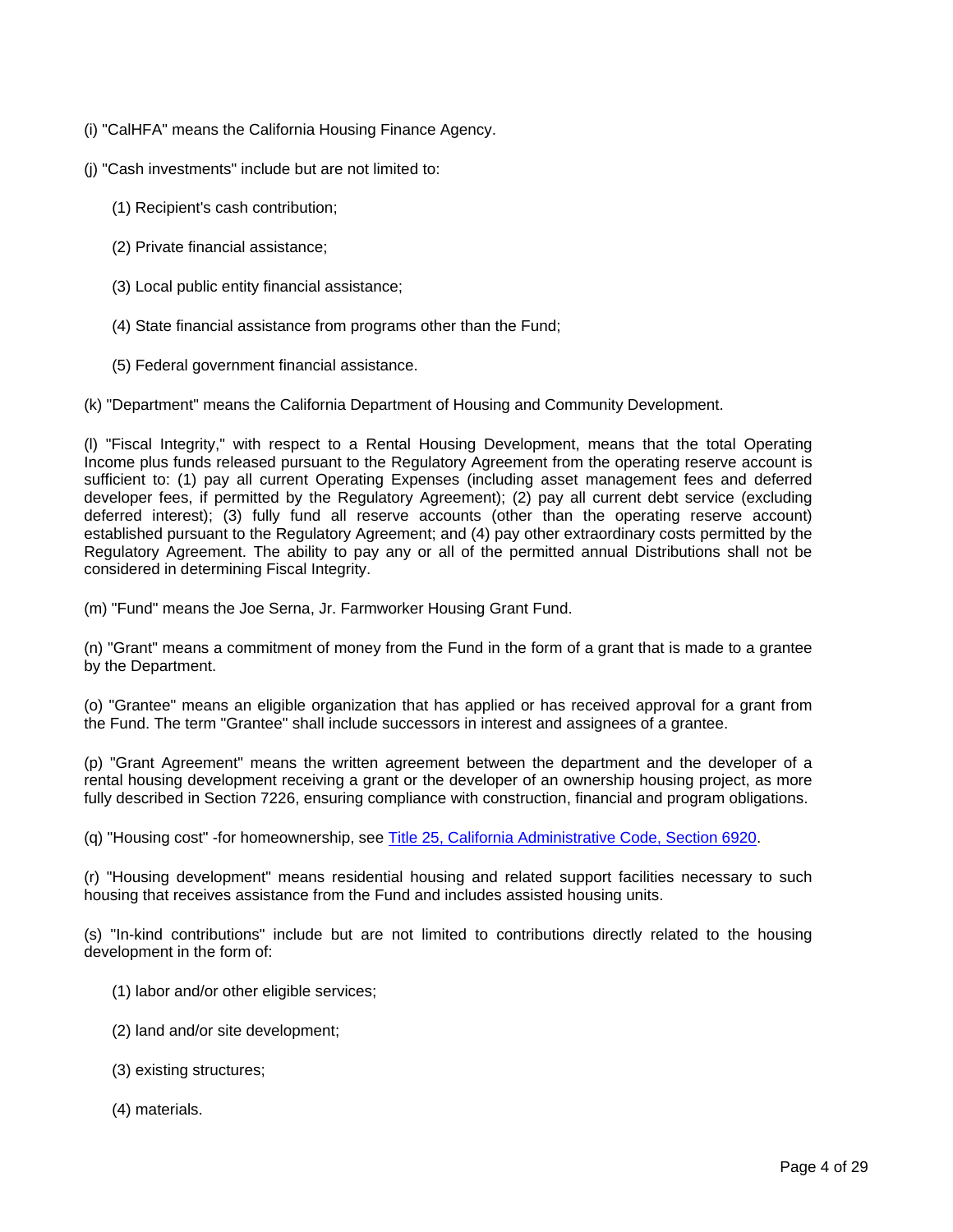(i) "CalHFA" means the California Housing Finance Agency.

(j) "Cash investments" include but are not limited to:

(1) Recipient's cash contribution;

(2) Private financial assistance;

(3) Local public entity financial assistance;

(4) State financial assistance from programs other than the Fund;

(5) Federal government financial assistance.

(k) "Department" means the California Department of Housing and Community Development.

(l) "Fiscal Integrity," with respect to a Rental Housing Development, means that the total Operating Income plus funds released pursuant to the Regulatory Agreement from the operating reserve account is sufficient to: (1) pay all current Operating Expenses (including asset management fees and deferred developer fees, if permitted by the Regulatory Agreement); (2) pay all current debt service (excluding deferred interest); (3) fully fund all reserve accounts (other than the operating reserve account) established pursuant to the Regulatory Agreement; and (4) pay other extraordinary costs permitted by the Regulatory Agreement. The ability to pay any or all of the permitted annual Distributions shall not be considered in determining Fiscal Integrity.

(m) "Fund" means the Joe Serna, Jr. Farmworker Housing Grant Fund.

(n) "Grant" means a commitment of money from the Fund in the form of a grant that is made to a grantee by the Department.

(o) "Grantee" means an eligible organization that has applied or has received approval for a grant from the Fund. The term "Grantee" shall include successors in interest and assignees of a grantee.

(p) "Grant Agreement" means the written agreement between the department and the developer of a rental housing development receiving a grant or the developer of an ownership housing project, as more fully described in Section 7226, ensuring compliance with construction, financial and program obligations.

(q) "Housing cost" -for homeownership, see [Title 25, California Administrative Code, Section 6920](Title 25, California Administrative Code, Section 6920).

(r) "Housing development" means residential housing and related support facilities necessary to such housing that receives assistance from the Fund and includes assisted housing units.

(s) "In-kind contributions" include but are not limited to contributions directly related to the housing development in the form of:

(1) labor and/or other eligible services;

(2) land and/or site development;

(3) existing structures;

(4) materials.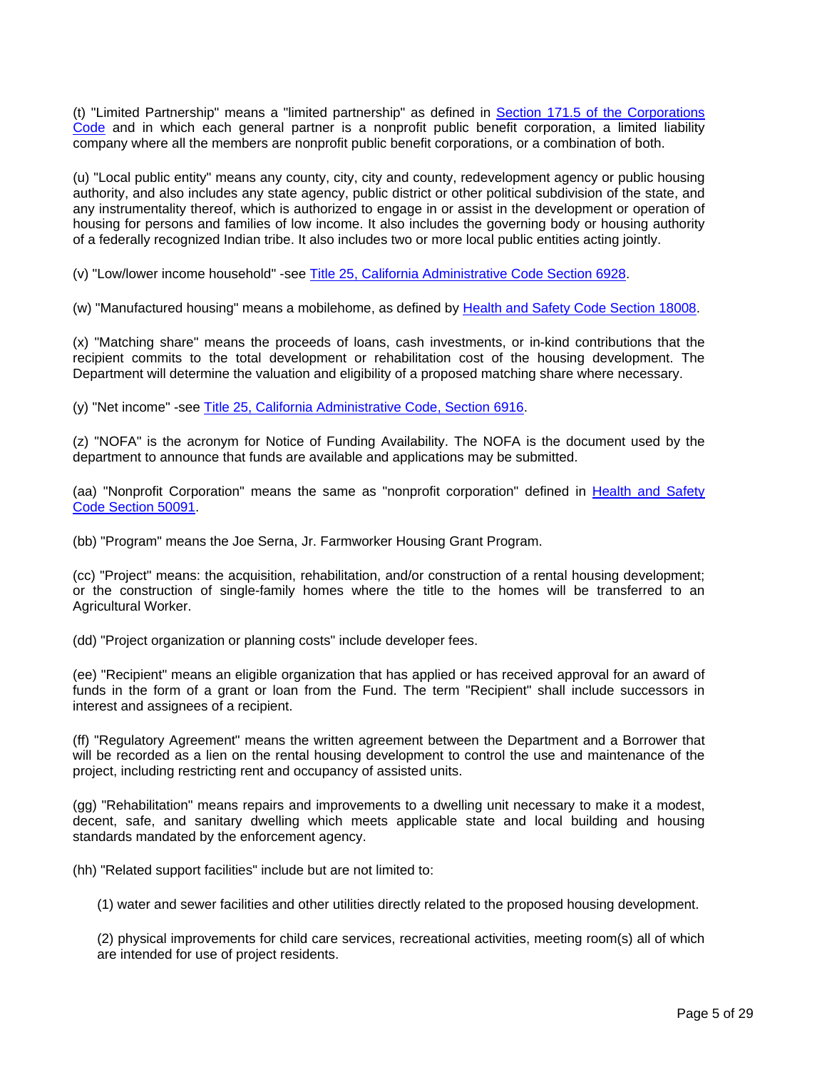(t) "Limited Partnership" means a "limited partnership" as defined in Section 171.5 of the Corporations Code and in which each general partner is a nonprofit public benefit corporation, a limited liability company where all the members are nonprofit public benefit corporations, or a combination of both.

(u) "Local public entity" means any county, city, city and county, redevelopment agency or public housing authority, and also includes any state agency, public district or other political subdivision of the state, and any instrumentality thereof, which is authorized to engage in or assist in the development or operation of housing for persons and families of low income. It also includes the governing body or housing authority of a federally recognized Indian tribe. It also includes two or more local public entities acting jointly.

(v) "Low/lower income household" -see Title 25, California Administrative Code Section 6928.

(w) "Manufactured housing" means a mobilehome, as defined by Health and Safety Code Section 18008.

(x) "Matching share" means the proceeds of loans, cash investments, or in-kind contributions that the recipient commits to the total development or rehabilitation cost of the housing development. The Department will determine the valuation and eligibility of a proposed matching share where necessary.

(y) "Net income" -see Title 25, California Administrative Code, Section 6916.

(z) "NOFA" is the acronym for Notice of Funding Availability. The NOFA is the document used by the department to announce that funds are available and applications may be submitted.

(aa) "Nonprofit Corporation" means the same as "nonprofit corporation" defined in Health and Safety Code Section 50091.

(bb) "Program" means the Joe Serna, Jr. Farmworker Housing Grant Program.

(cc) "Project" means: the acquisition, rehabilitation, and/or construction of a rental housing development; or the construction of single-family homes where the title to the homes will be transferred to an Agricultural Worker.

(dd) "Project organization or planning costs" include developer fees.

(ee) "Recipient" means an eligible organization that has applied or has received approval for an award of funds in the form of a grant or loan from the Fund. The term "Recipient" shall include successors in interest and assignees of a recipient.

(ff) "Regulatory Agreement" means the written agreement between the Department and a Borrower that will be recorded as a lien on the rental housing development to control the use and maintenance of the project, including restricting rent and occupancy of assisted units.

(gg) "Rehabilitation" means repairs and improvements to a dwelling unit necessary to make it a modest, decent, safe, and sanitary dwelling which meets applicable state and local building and housing standards mandated by the enforcement agency.

(hh) "Related support facilities" include but are not limited to:

(1) water and sewer facilities and other utilities directly related to the proposed housing development.

(2) physical improvements for child care services, recreational activities, meeting room(s) all of which are intended for use of project residents.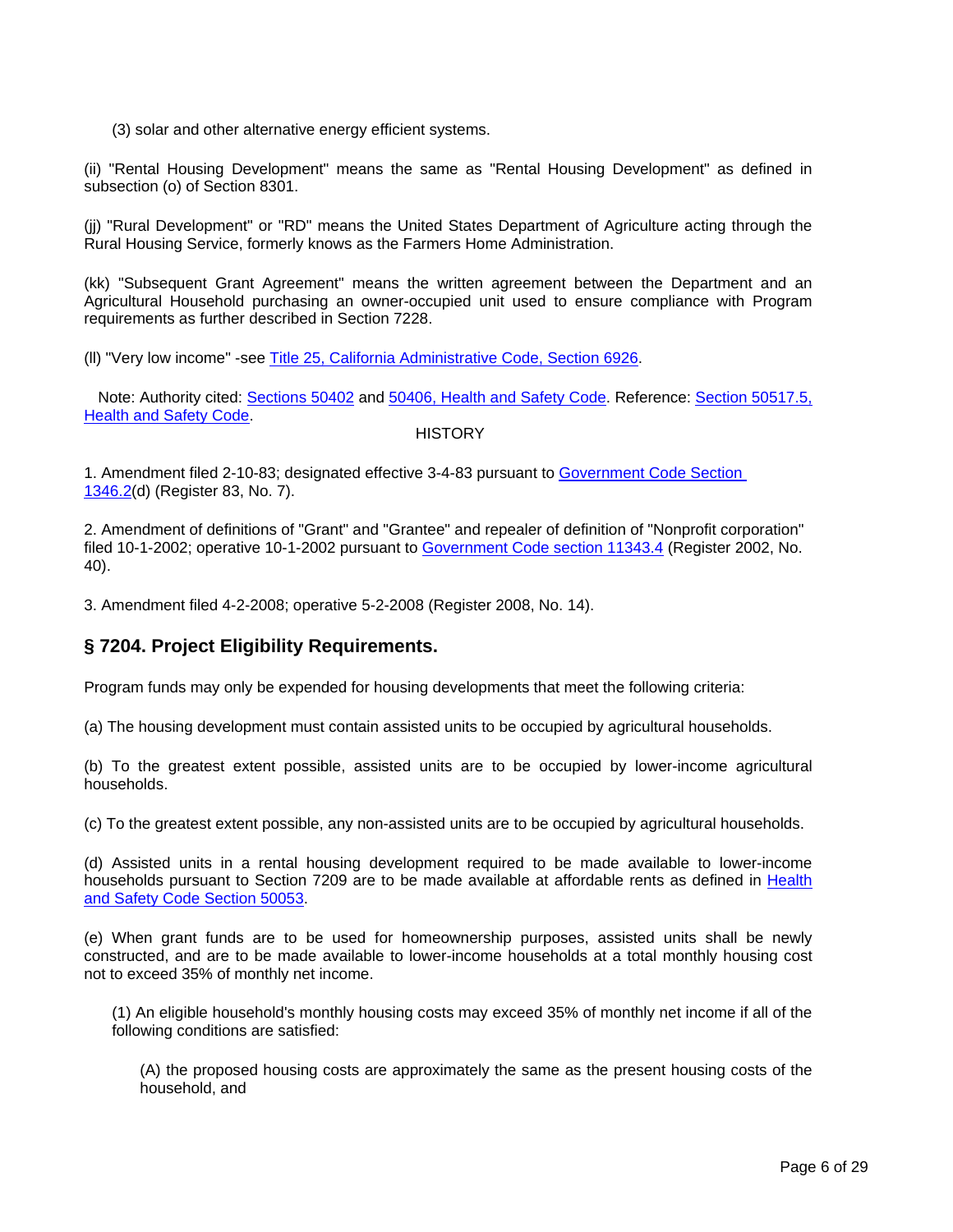(3) solar and other alternative energy efficient systems.

(ii) "Rental Housing Development" means the same as "Rental Housing Development" as defined in subsection (o) of Section 8301.

(jj) "Rural Development" or "RD" means the United States Department of Agriculture acting through the Rural Housing Service, formerly knows as the Farmers Home Administration.

(kk) "Subsequent Grant Agreement" means the written agreement between the Department and an Agricultural Household purchasing an owner-occupied unit used to ensure compliance with Program requirements as further described in Section 7228.

(ll) "Very low income" -see Title 25, California Administrative Code, Section 6926.

Note: Authority cited: Sections 50402 and 50406, Health and Safety Code. Reference: Section 50517.5, Health and Safety Code.

HISTORY

1. Amendment filed 2-10-83; designated effective 3-4-83 pursuant to Government Code Section 1346.2(d) (Register 83, No. 7).

2. Amendment of definitions of "Grant" and "Grantee" and repealer of definition of "Nonprofit corporation" filed 10-1-2002; operative 10-1-2002 pursuant to Government Code section 11343.4 (Register 2002, No. 40).

3. Amendment filed 4-2-2008; operative 5-2-2008 (Register 2008, No. 14).

## § 7204. Project Eligibility Requirements.

Program funds may only be expended for housing developments that meet the following criteria:

(a) The housing development must contain assisted units to be occupied by agricultural households.

(b) To the greatest extent possible, assisted units are to be occupied by lower-income agricultural households.

(c) To the greatest extent possible, any non-assisted units are to be occupied by agricultural households.

(d) Assisted units in a rental housing development required to be made available to lower-income households pursuant to Section 7209 are to be made available at affordable rents as defined in Health and Safety Code Section 50053.

(e) When grant funds are to be used for homeownership purposes, assisted units shall be newly constructed, and are to be made available to lower-income households at a total monthly housing cost not to exceed 35% of monthly net income.

(1) An eligible household's monthly housing costs may exceed 35% of monthly net income if all of the following conditions are satisfied:

(A) the proposed housing costs are approximately the same as the present housing costs of the household, and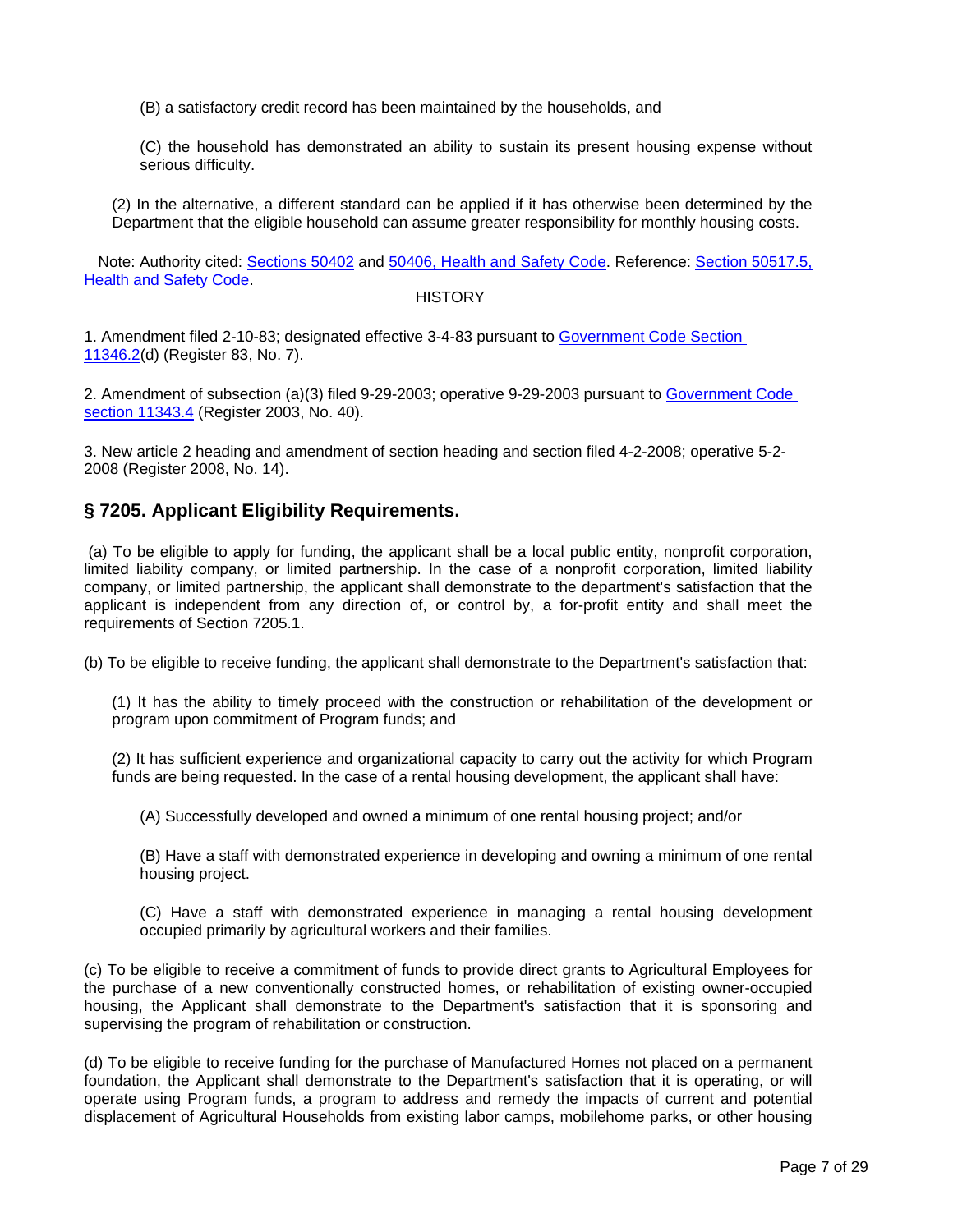(B) a satisfactory credit record has been maintained by the households, and

(C) the household has demonstrated an ability to sustain its present housing expense without serious difficulty.

(2) In the alternative, a different standard can be applied if it has otherwise been determined by the Department that the eligible household can assume greater responsibility for monthly housing costs.

Note: Authority cited: Sections 50402 and 50406, Health and Safety Code. Reference: Section 50517.5, Health and Safety Code.

HISTORY

1. Amendment filed 2-10-83; designated effective 3-4-83 pursuant to Government Code Section 11346.2(d) (Register 83, No. 7).

2. Amendment of subsection (a)(3) filed 9-29-2003; operative 9-29-2003 pursuant to Government Code section 11343.4 (Register 2003, No. 40).

3. New article 2 heading and amendment of section heading and section filed 4-2-2008; operative 5-2-2008 (Register 2008, No. 14).

## § 7205. Applicant Eligibility Requirements.

(a) To be eligible to apply for funding, the applicant shall be a local public entity, nonprofit corporation, limited liability company, or limited partnership. In the case of a nonprofit corporation, limited liability company, or limited partnership, the applicant shall demonstrate to the department's satisfaction that the applicant is independent from any direction of, or control by, a for-profit entity and shall meet the requirements of Section 7205.1.

(b) To be eligible to receive funding, the applicant shall demonstrate to the Department's satisfaction that:

(1) It has the ability to timely proceed with the construction or rehabilitation of the development or program upon commitment of Program funds; and

(2) It has sufficient experience and organizational capacity to carry out the activity for which Program funds are being requested. In the case of a rental housing development, the applicant shall have:

(A) Successfully developed and owned a minimum of one rental housing project; and/or

(B) Have a staff with demonstrated experience in developing and owning a minimum of one rental housing project.

(C) Have a staff with demonstrated experience in managing a rental housing development occupied primarily by agricultural workers and their families.

(c) To be eligible to receive a commitment of funds to provide direct grants to Agricultural Employees for the purchase of a new conventionally constructed homes, or rehabilitation of existing owner-occupied housing, the Applicant shall demonstrate to the Department's satisfaction that it is sponsoring and supervising the program of rehabilitation or construction.

(d) To be eligible to receive funding for the purchase of Manufactured Homes not placed on a permanent foundation, the Applicant shall demonstrate to the Department's satisfaction that it is operating, or will operate using Program funds, a program to address and remedy the impacts of current and potential displacement of Agricultural Households from existing labor camps, mobilehome parks, or other housing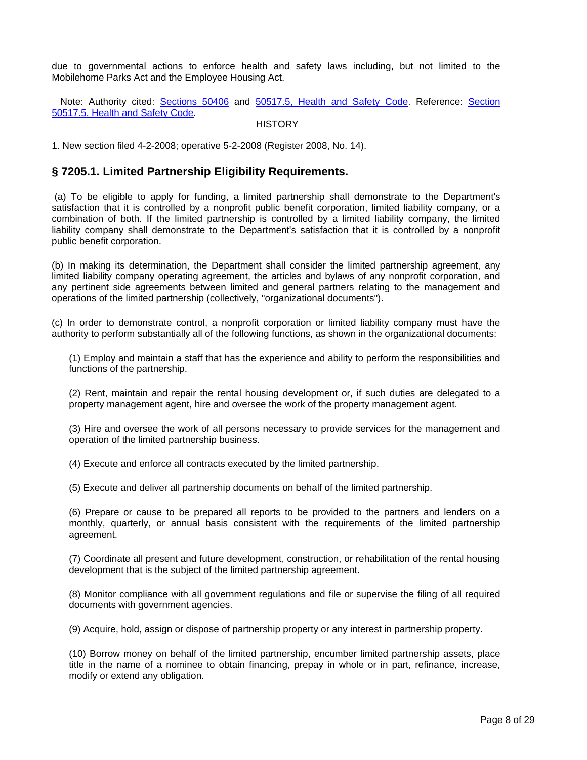due to governmental actions to enforce health and safety laws including, but not limited to the Mobilehome Parks Act and the Employee Housing Act.

Note: Authority cited: Sections 50406 and 50517.5, Health and Safety Code. Reference: Section 50517.5, Health and Safety Code.

HISTORY

1. New section filed 4-2-2008; operative 5-2-2008 (Register 2008, No. 14).

## § 7205.1. Limited Partnership Eligibility Requirements.

(a) To be eligible to apply for funding, a limited partnership shall demonstrate to the Department's satisfaction that it is controlled by a nonprofit public benefit corporation, limited liability company, or a combination of both. If the limited partnership is controlled by a limited liability company, the limited liability company shall demonstrate to the Department's satisfaction that it is controlled by a nonprofit public benefit corporation.

(b) In making its determination, the Department shall consider the limited partnership agreement, any limited liability company operating agreement, the articles and bylaws of any nonprofit corporation, and any pertinent side agreements between limited and general partners relating to the management and operations of the limited partnership (collectively, "organizational documents").

(c) In order to demonstrate control, a nonprofit corporation or limited liability company must have the authority to perform substantially all of the following functions, as shown in the organizational documents:

(1) Employ and maintain a staff that has the experience and ability to perform the responsibilities and functions of the partnership.

(2) Rent, maintain and repair the rental housing development or, if such duties are delegated to a property management agent, hire and oversee the work of the property management agent.

(3) Hire and oversee the work of all persons necessary to provide services for the management and operation of the limited partnership business.

(4) Execute and enforce all contracts executed by the limited partnership.

(5) Execute and deliver all partnership documents on behalf of the limited partnership.

(6) Prepare or cause to be prepared all reports to be provided to the partners and lenders on a monthly, quarterly, or annual basis consistent with the requirements of the limited partnership agreement.

(7) Coordinate all present and future development, construction, or rehabilitation of the rental housing development that is the subject of the limited partnership agreement.

(8) Monitor compliance with all government regulations and file or supervise the filing of all required documents with government agencies.

(9) Acquire, hold, assign or dispose of partnership property or any interest in partnership property.

(10) Borrow money on behalf of the limited partnership, encumber limited partnership assets, place title in the name of a nominee to obtain financing, prepay in whole or in part, refinance, increase, modify or extend any obligation.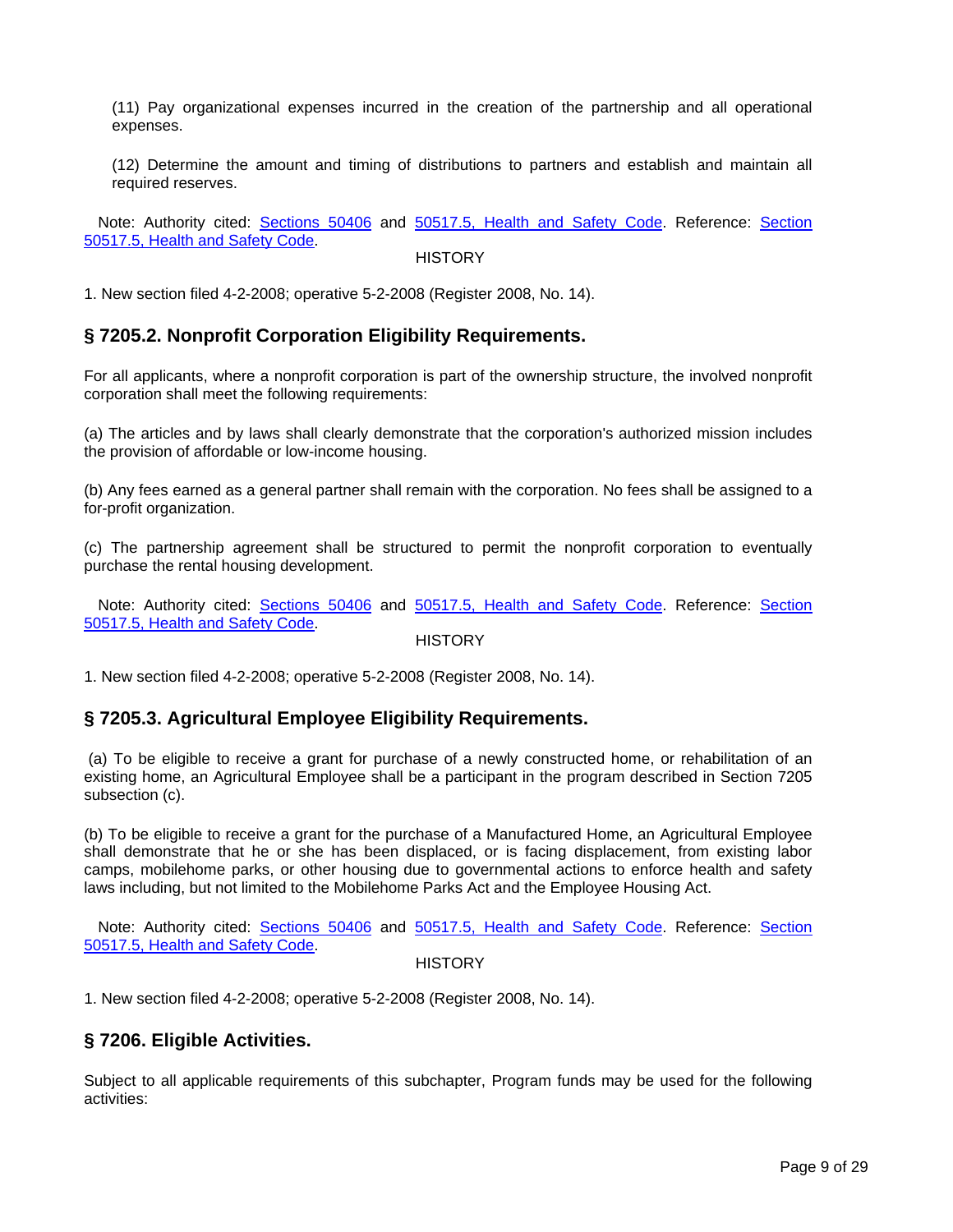(11) Pay organizational expenses incurred in the creation of the partnership and all operational expenses.

(12) Determine the amount and timing of distributions to partners and establish and maintain all required reserves.

Note: Authority cited: Sections 50406 and 50517.5, Health and Safety Code. Reference: Section 50517.5, Health and Safety Code.

HISTORY

1. New section filed 4-2-2008; operative 5-2-2008 (Register 2008, No. 14).

## § 7205.2. Nonprofit Corporation Eligibility Requirements.

For all applicants, where a nonprofit corporation is part of the ownership structure, the involved nonprofit corporation shall meet the following requirements:

(a) The articles and by laws shall clearly demonstrate that the corporation's authorized mission includes the provision of affordable or low-income housing.

(b) Any fees earned as a general partner shall remain with the corporation. No fees shall be assigned to a for-profit organization.

(c) The partnership agreement shall be structured to permit the nonprofit corporation to eventually purchase the rental housing development.

Note: Authority cited: Sections 50406 and 50517.5, Health and Safety Code. Reference: Section 50517.5, Health and Safety Code.

HISTORY

1. New section filed 4-2-2008; operative 5-2-2008 (Register 2008, No. 14).

## § 7205.3. Agricultural Employee Eligibility Requirements.

(a) To be eligible to receive a grant for purchase of a newly constructed home, or rehabilitation of an existing home, an Agricultural Employee shall be a participant in the program described in Section 7205 subsection (c).

(b) To be eligible to receive a grant for the purchase of a Manufactured Home, an Agricultural Employee shall demonstrate that he or she has been displaced, or is facing displacement, from existing labor camps, mobilehome parks, or other housing due to governmental actions to enforce health and safety laws including, but not limited to the Mobilehome Parks Act and the Employee Housing Act.

Note: Authority cited: Sections 50406 and 50517.5, Health and Safety Code. Reference: Section 50517.5, Health and Safety Code.

HISTORY

1. New section filed 4-2-2008; operative 5-2-2008 (Register 2008, No. 14).

## § 7206. Eligible Activities.

Subject to all applicable requirements of this subchapter, Program funds may be used for the following activities: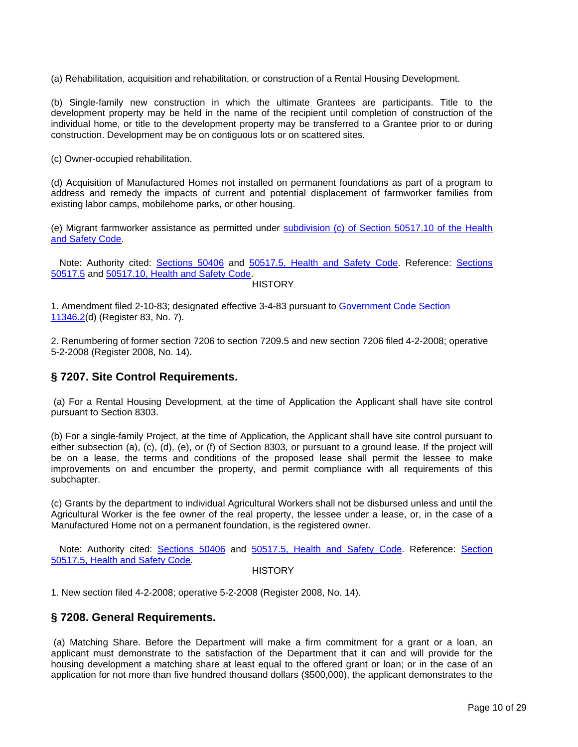(a) Rehabilitation, acquisition and rehabilitation, or construction of a Rental Housing Development.

(b) Single-family new construction in which the ultimate Grantees are participants. Title to the development property may be held in the name of the recipient until completion of construction of the individual home, or title to the development property may be transferred to a Grantee prior to or during construction. Development may be on contiguous lots or on scattered sites.

(c) Owner-occupied rehabilitation.

(d) Acquisition of Manufactured Homes not installed on permanent foundations as part of a program to address and remedy the impacts of current and potential displacement of farmworker families from existing labor camps, mobilehome parks, or other housing.

(e) Migrant farmworker assistance as permitted under subdivision (c) of Section 50517.10 of the Health and Safety Code.

Note: Authority cited: Sections 50406 and 50517.5, Health and Safety Code. Reference: Sections 50517.5 and 50517.10, Health and Safety Code.

HISTORY

1. Amendment filed 2-10-83; designated effective 3-4-83 pursuant to Government Code Section 11346.2(d) (Register 83, No. 7).

2. Renumbering of former section 7206 to section 7209.5 and new section 7206 filed 4-2-2008; operative 5-2-2008 (Register 2008, No. 14).

## § 7207. Site Control Requirements.

(a) For a Rental Housing Development, at the time of Application the Applicant shall have site control pursuant to Section 8303.

(b) For a single-family Project, at the time of Application, the Applicant shall have site control pursuant to either subsection (a), (c), (d), (e), or (f) of Section 8303, or pursuant to a ground lease. If the project will be on a lease, the terms and conditions of the proposed lease shall permit the lessee to make improvements on and encumber the property, and permit compliance with all requirements of this subchapter.

(c) Grants by the department to individual Agricultural Workers shall not be disbursed unless and until the Agricultural Worker is the fee owner of the real property, the lessee under a lease, or, in the case of a Manufactured Home not on a permanent foundation, is the registered owner.

Note: Authority cited: Sections 50406 and 50517.5, Health and Safety Code. Reference: Section 50517.5, Health and Safety Code.

HISTORY

1. New section filed 4-2-2008; operative 5-2-2008 (Register 2008, No. 14).

## § 7208. General Requirements.

(a) Matching Share. Before the Department will make a firm commitment for a grant or a loan, an applicant must demonstrate to the satisfaction of the Department that it can and will provide for the housing development a matching share at least equal to the offered grant or loan; or in the case of an application for not more than five hundred thousand dollars ($500,000), the applicant demonstrates to the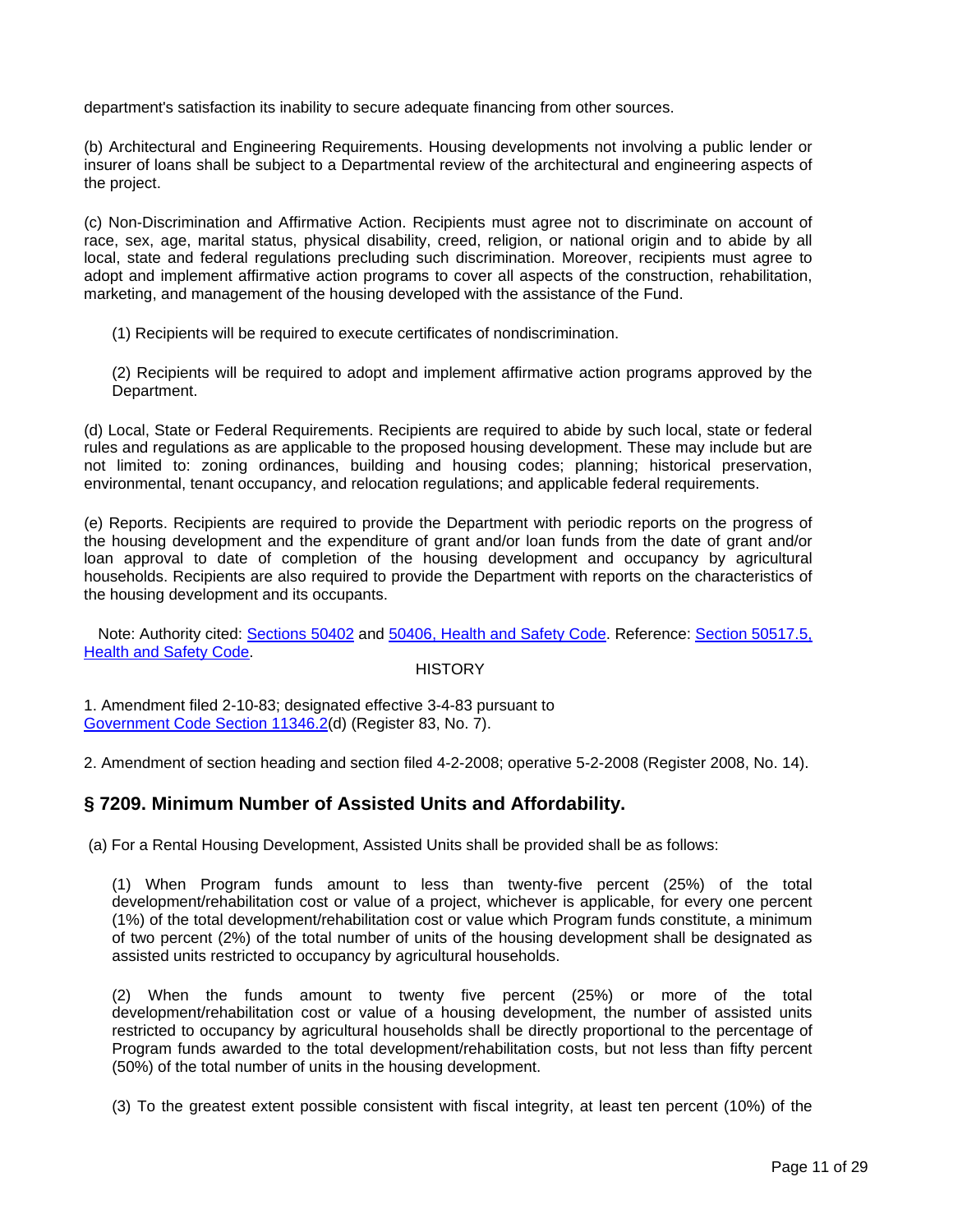department's satisfaction its inability to secure adequate financing from other sources.

(b) Architectural and Engineering Requirements. Housing developments not involving a public lender or insurer of loans shall be subject to a Departmental review of the architectural and engineering aspects of the project.

(c) Non-Discrimination and Affirmative Action. Recipients must agree not to discriminate on account of race, sex, age, marital status, physical disability, creed, religion, or national origin and to abide by all local, state and federal regulations precluding such discrimination. Moreover, recipients must agree to adopt and implement affirmative action programs to cover all aspects of the construction, rehabilitation, marketing, and management of the housing developed with the assistance of the Fund.

(1) Recipients will be required to execute certificates of nondiscrimination.

(2) Recipients will be required to adopt and implement affirmative action programs approved by the Department.

(d) Local, State or Federal Requirements. Recipients are required to abide by such local, state or federal rules and regulations as are applicable to the proposed housing development. These may include but are not limited to: zoning ordinances, building and housing codes; planning; historical preservation, environmental, tenant occupancy, and relocation regulations; and applicable federal requirements.

(e) Reports. Recipients are required to provide the Department with periodic reports on the progress of the housing development and the expenditure of grant and/or loan funds from the date of grant and/or loan approval to date of completion of the housing development and occupancy by agricultural households. Recipients are also required to provide the Department with reports on the characteristics of the housing development and its occupants.

Note: Authority cited: Sections 50402 and 50406, Health and Safety Code. Reference: Section 50517.5, Health and Safety Code.

HISTORY

1. Amendment filed 2-10-83; designated effective 3-4-83 pursuant to Government Code Section 11346.2(d) (Register 83, No. 7).

2. Amendment of section heading and section filed 4-2-2008; operative 5-2-2008 (Register 2008, No. 14).

## § 7209. Minimum Number of Assisted Units and Affordability.

(a) For a Rental Housing Development, Assisted Units shall be provided shall be as follows:

(1) When Program funds amount to less than twenty-five percent (25%) of the total development/rehabilitation cost or value of a project, whichever is applicable, for every one percent (1%) of the total development/rehabilitation cost or value which Program funds constitute, a minimum of two percent (2%) of the total number of units of the housing development shall be designated as assisted units restricted to occupancy by agricultural households.

(2) When the funds amount to twenty five percent (25%) or more of the total development/rehabilitation cost or value of a housing development, the number of assisted units restricted to occupancy by agricultural households shall be directly proportional to the percentage of Program funds awarded to the total development/rehabilitation costs, but not less than fifty percent (50%) of the total number of units in the housing development.

(3) To the greatest extent possible consistent with fiscal integrity, at least ten percent (10%) of the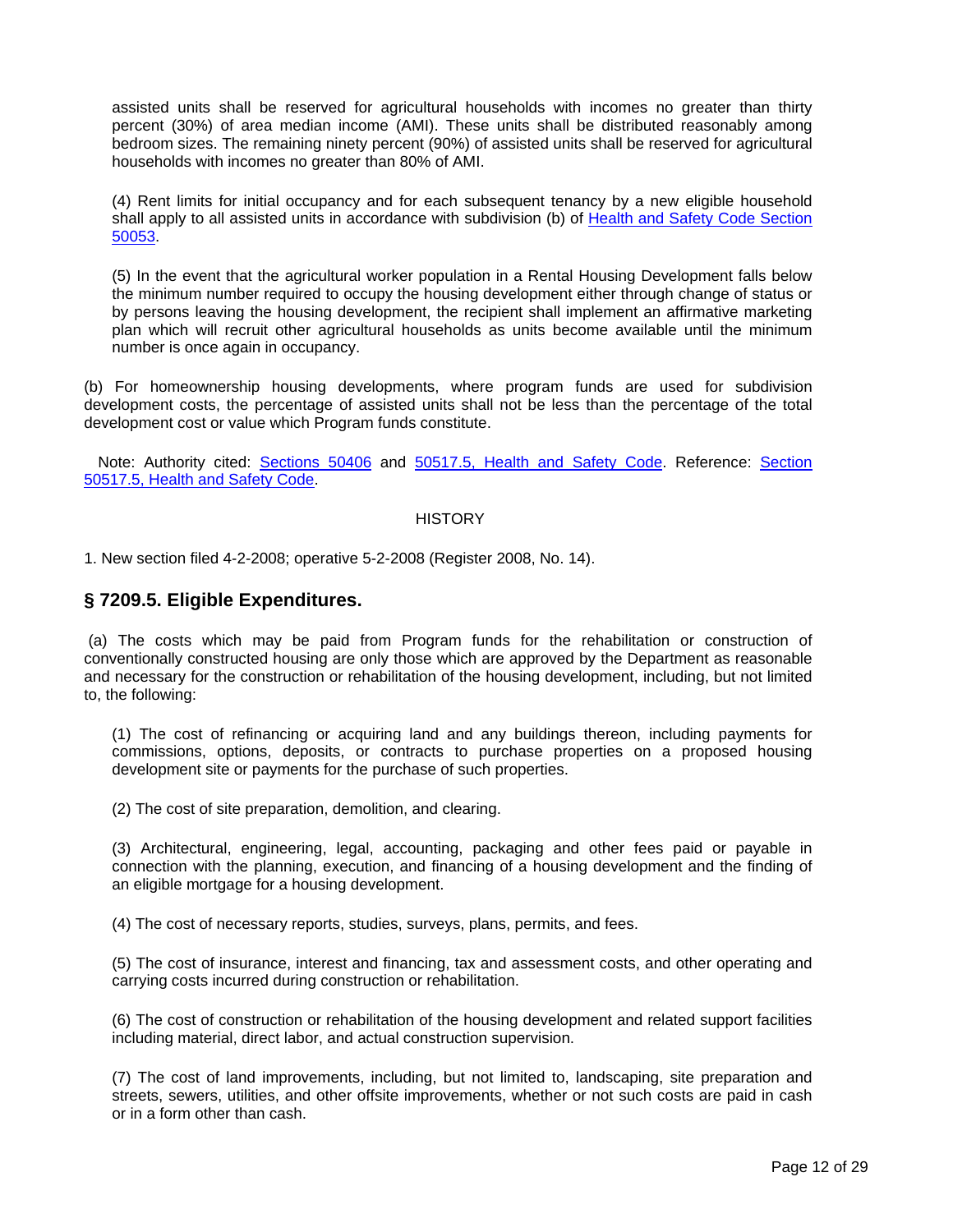assisted units shall be reserved for agricultural households with incomes no greater than thirty percent (30%) of area median income (AMI). These units shall be distributed reasonably among bedroom sizes. The remaining ninety percent (90%) of assisted units shall be reserved for agricultural households with incomes no greater than 80% of AMI.

(4) Rent limits for initial occupancy and for each subsequent tenancy by a new eligible household shall apply to all assisted units in accordance with subdivision (b) of Health and Safety Code Section 50053.

(5) In the event that the agricultural worker population in a Rental Housing Development falls below the minimum number required to occupy the housing development either through change of status or by persons leaving the housing development, the recipient shall implement an affirmative marketing plan which will recruit other agricultural households as units become available until the minimum number is once again in occupancy.

(b) For homeownership housing developments, where program funds are used for subdivision development costs, the percentage of assisted units shall not be less than the percentage of the total development cost or value which Program funds constitute.

Note: Authority cited: Sections 50406 and 50517.5, Health and Safety Code. Reference: Section 50517.5, Health and Safety Code.

HISTORY

1. New section filed 4-2-2008; operative 5-2-2008 (Register 2008, No. 14).

## § 7209.5. Eligible Expenditures.

(a) The costs which may be paid from Program funds for the rehabilitation or construction of conventionally constructed housing are only those which are approved by the Department as reasonable and necessary for the construction or rehabilitation of the housing development, including, but not limited to, the following:

(1) The cost of refinancing or acquiring land and any buildings thereon, including payments for commissions, options, deposits, or contracts to purchase properties on a proposed housing development site or payments for the purchase of such properties.

(2) The cost of site preparation, demolition, and clearing.

(3) Architectural, engineering, legal, accounting, packaging and other fees paid or payable in connection with the planning, execution, and financing of a housing development and the finding of an eligible mortgage for a housing development.

(4) The cost of necessary reports, studies, surveys, plans, permits, and fees.

(5) The cost of insurance, interest and financing, tax and assessment costs, and other operating and carrying costs incurred during construction or rehabilitation.

(6) The cost of construction or rehabilitation of the housing development and related support facilities including material, direct labor, and actual construction supervision.

(7) The cost of land improvements, including, but not limited to, landscaping, site preparation and streets, sewers, utilities, and other offsite improvements, whether or not such costs are paid in cash or in a form other than cash.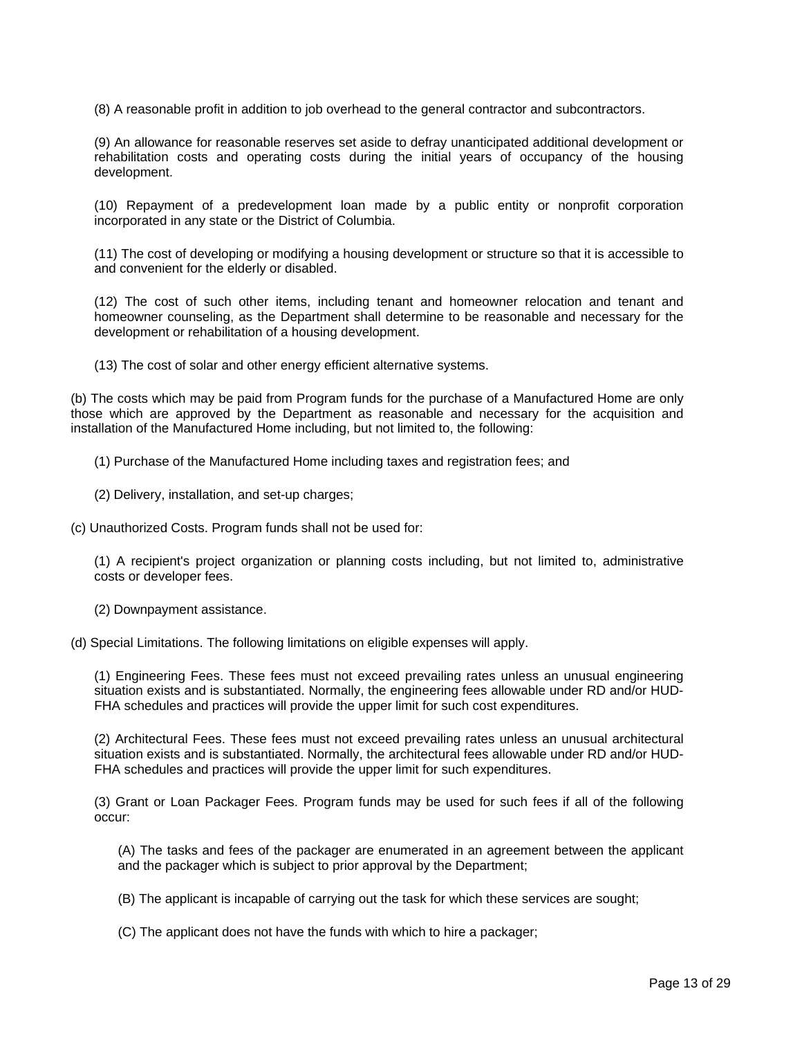(8) A reasonable profit in addition to job overhead to the general contractor and subcontractors.

(9) An allowance for reasonable reserves set aside to defray unanticipated additional development or rehabilitation costs and operating costs during the initial years of occupancy of the housing development.

(10) Repayment of a predevelopment loan made by a public entity or nonprofit corporation incorporated in any state or the District of Columbia.

(11) The cost of developing or modifying a housing development or structure so that it is accessible to and convenient for the elderly or disabled.

(12) The cost of such other items, including tenant and homeowner relocation and tenant and homeowner counseling, as the Department shall determine to be reasonable and necessary for the development or rehabilitation of a housing development.

(13) The cost of solar and other energy efficient alternative systems.

(b) The costs which may be paid from Program funds for the purchase of a Manufactured Home are only those which are approved by the Department as reasonable and necessary for the acquisition and installation of the Manufactured Home including, but not limited to, the following:

(1) Purchase of the Manufactured Home including taxes and registration fees; and

(2) Delivery, installation, and set-up charges;

(c) Unauthorized Costs. Program funds shall not be used for:

(1) A recipient's project organization or planning costs including, but not limited to, administrative costs or developer fees.

(2) Downpayment assistance.

(d) Special Limitations. The following limitations on eligible expenses will apply.

(1) Engineering Fees. These fees must not exceed prevailing rates unless an unusual engineering situation exists and is substantiated. Normally, the engineering fees allowable under RD and/or HUD-FHA schedules and practices will provide the upper limit for such cost expenditures.

(2) Architectural Fees. These fees must not exceed prevailing rates unless an unusual architectural situation exists and is substantiated. Normally, the architectural fees allowable under RD and/or HUD-FHA schedules and practices will provide the upper limit for such expenditures.

(3) Grant or Loan Packager Fees. Program funds may be used for such fees if all of the following occur:

(A) The tasks and fees of the packager are enumerated in an agreement between the applicant and the packager which is subject to prior approval by the Department;

(B) The applicant is incapable of carrying out the task for which these services are sought;

(C) The applicant does not have the funds with which to hire a packager;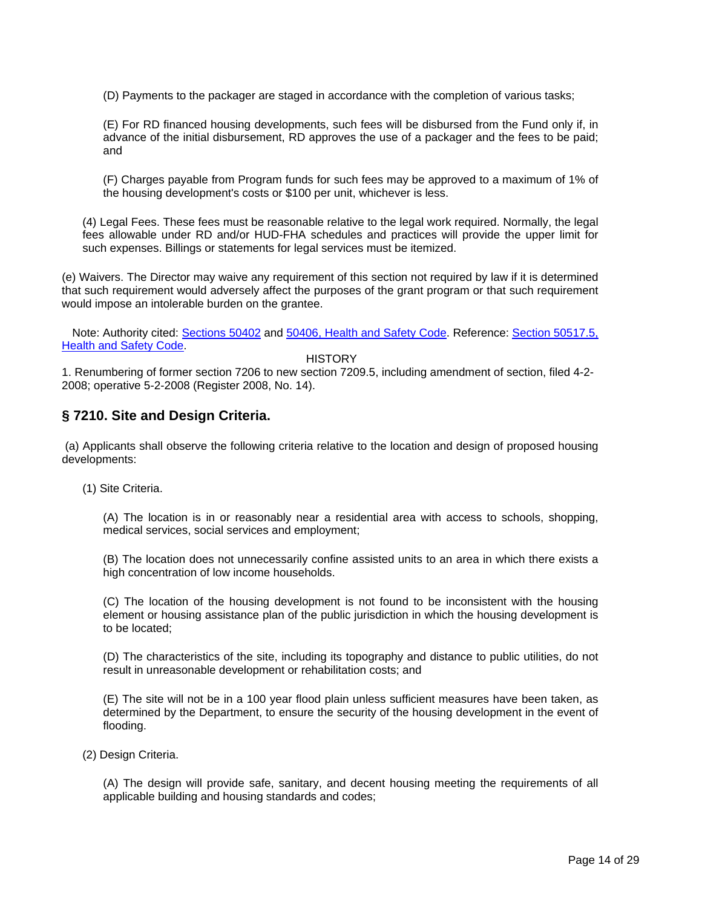(D) Payments to the packager are staged in accordance with the completion of various tasks;

(E) For RD financed housing developments, such fees will be disbursed from the Fund only if, in advance of the initial disbursement, RD approves the use of a packager and the fees to be paid; and

(F) Charges payable from Program funds for such fees may be approved to a maximum of 1% of the housing development's costs or $100 per unit, whichever is less.

(4) Legal Fees. These fees must be reasonable relative to the legal work required. Normally, the legal fees allowable under RD and/or HUD-FHA schedules and practices will provide the upper limit for such expenses. Billings or statements for legal services must be itemized.

(e) Waivers. The Director may waive any requirement of this section not required by law if it is determined that such requirement would adversely affect the purposes of the grant program or that such requirement would impose an intolerable burden on the grantee.

Note: Authority cited: Sections 50402 and 50406, Health and Safety Code. Reference: Section 50517.5, Health and Safety Code.

HISTORY

1. Renumbering of former section 7206 to new section 7209.5, including amendment of section, filed 4-2-2008; operative 5-2-2008 (Register 2008, No. 14).

## § 7210. Site and Design Criteria.

(a) Applicants shall observe the following criteria relative to the location and design of proposed housing developments:

(1) Site Criteria.

(A) The location is in or reasonably near a residential area with access to schools, shopping, medical services, social services and employment;

(B) The location does not unnecessarily confine assisted units to an area in which there exists a high concentration of low income households.

(C) The location of the housing development is not found to be inconsistent with the housing element or housing assistance plan of the public jurisdiction in which the housing development is to be located;

(D) The characteristics of the site, including its topography and distance to public utilities, do not result in unreasonable development or rehabilitation costs; and

(E) The site will not be in a 100 year flood plain unless sufficient measures have been taken, as determined by the Department, to ensure the security of the housing development in the event of flooding.

(2) Design Criteria.

(A) The design will provide safe, sanitary, and decent housing meeting the requirements of all applicable building and housing standards and codes;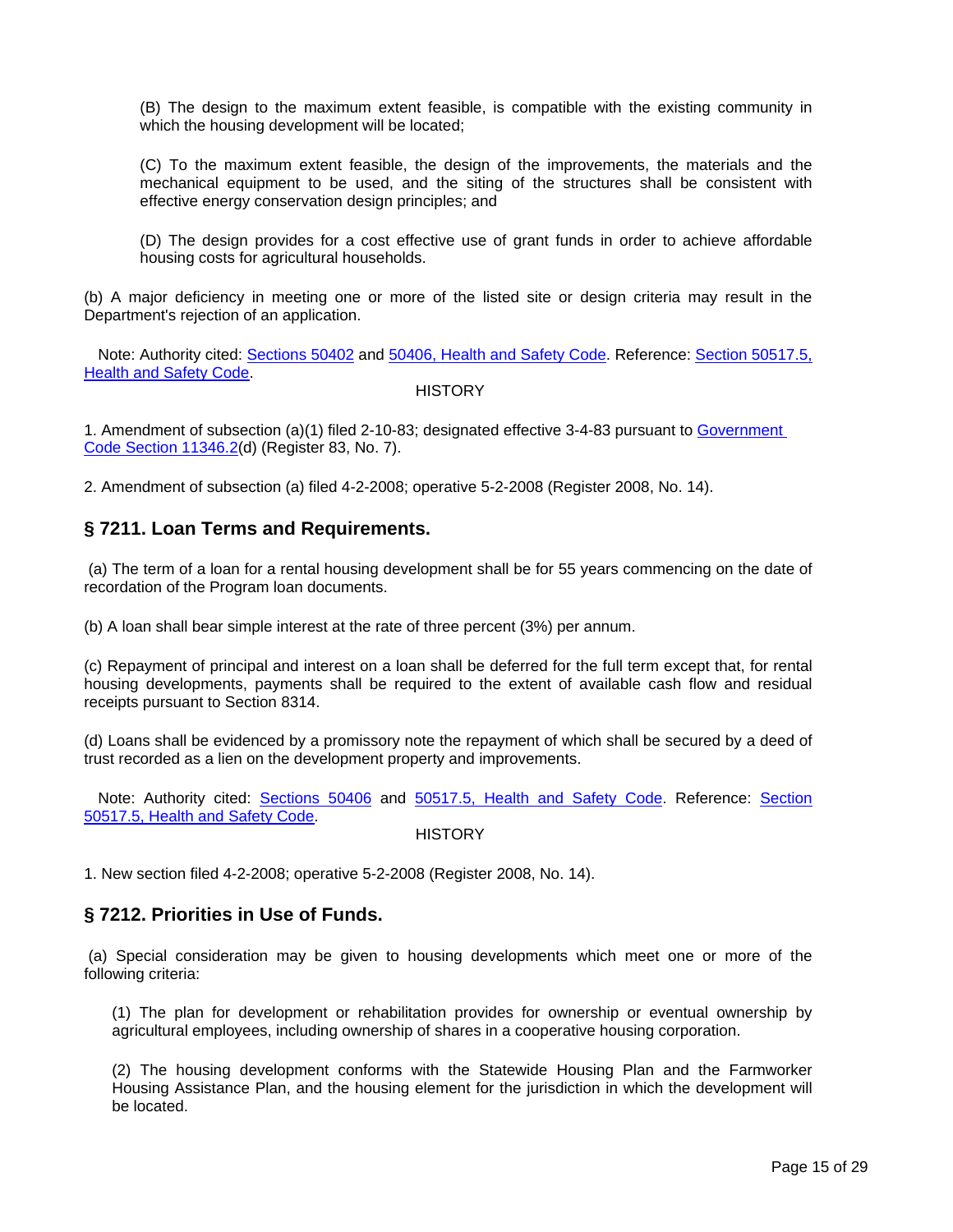(B) The design to the maximum extent feasible, is compatible with the existing community in which the housing development will be located;

(C) To the maximum extent feasible, the design of the improvements, the materials and the mechanical equipment to be used, and the siting of the structures shall be consistent with effective energy conservation design principles; and

(D) The design provides for a cost effective use of grant funds in order to achieve affordable housing costs for agricultural households.

(b) A major deficiency in meeting one or more of the listed site or design criteria may result in the Department's rejection of an application.

Note: Authority cited: Sections 50402 and 50406, Health and Safety Code. Reference: Section 50517.5, Health and Safety Code.

HISTORY

1. Amendment of subsection (a)(1) filed 2-10-83; designated effective 3-4-83 pursuant to Government Code Section 11346.2(d) (Register 83, No. 7).

2. Amendment of subsection (a) filed 4-2-2008; operative 5-2-2008 (Register 2008, No. 14).

## § 7211. Loan Terms and Requirements.

(a) The term of a loan for a rental housing development shall be for 55 years commencing on the date of recordation of the Program loan documents.

(b) A loan shall bear simple interest at the rate of three percent (3%) per annum.

(c) Repayment of principal and interest on a loan shall be deferred for the full term except that, for rental housing developments, payments shall be required to the extent of available cash flow and residual receipts pursuant to Section 8314.

(d) Loans shall be evidenced by a promissory note the repayment of which shall be secured by a deed of trust recorded as a lien on the development property and improvements.

Note: Authority cited: Sections 50406 and 50517.5, Health and Safety Code. Reference: Section 50517.5, Health and Safety Code.

HISTORY

1. New section filed 4-2-2008; operative 5-2-2008 (Register 2008, No. 14).

## § 7212. Priorities in Use of Funds.

(a) Special consideration may be given to housing developments which meet one or more of the following criteria:

(1) The plan for development or rehabilitation provides for ownership or eventual ownership by agricultural employees, including ownership of shares in a cooperative housing corporation.

(2) The housing development conforms with the Statewide Housing Plan and the Farmworker Housing Assistance Plan, and the housing element for the jurisdiction in which the development will be located.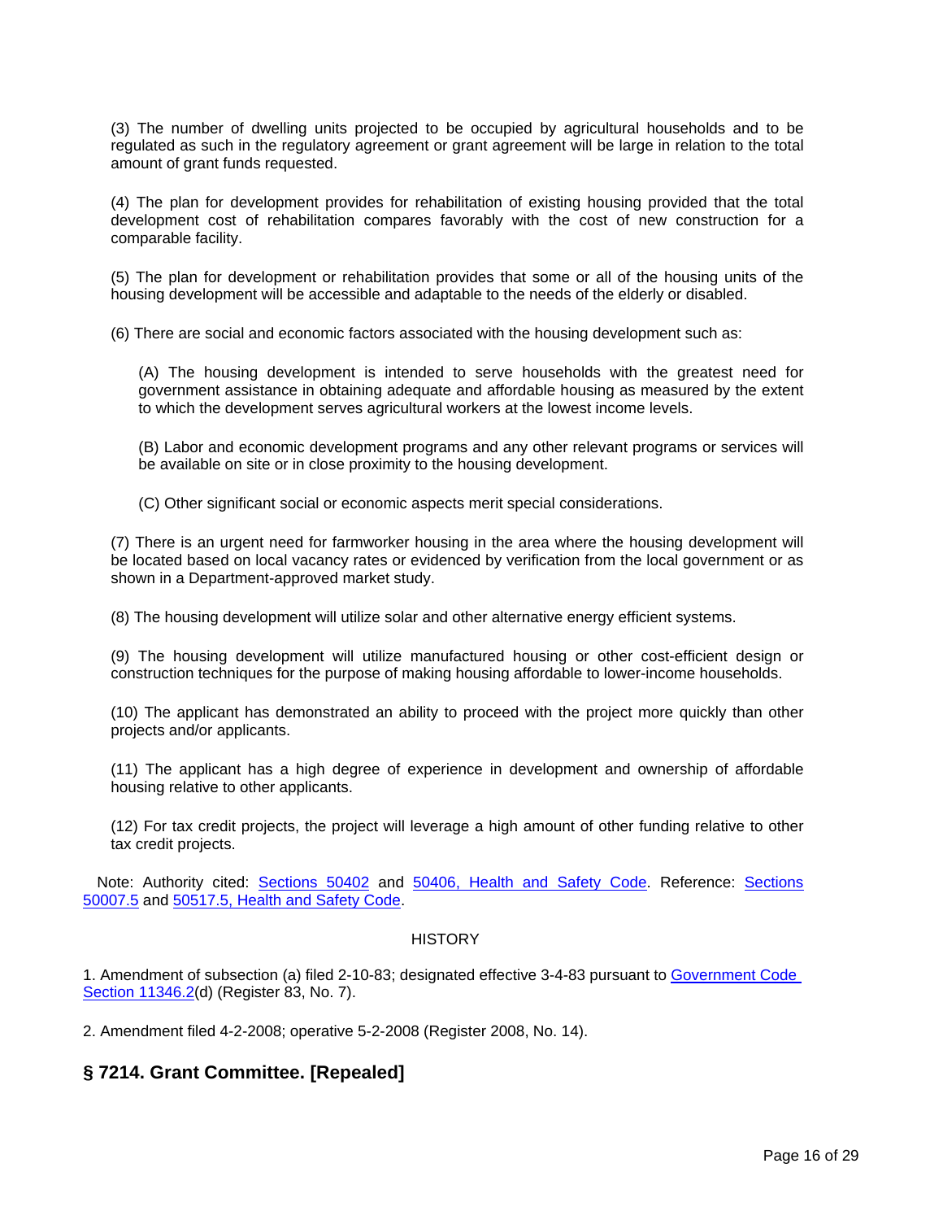(3) The number of dwelling units projected to be occupied by agricultural households and to be regulated as such in the regulatory agreement or grant agreement will be large in relation to the total amount of grant funds requested.

(4) The plan for development provides for rehabilitation of existing housing provided that the total development cost of rehabilitation compares favorably with the cost of new construction for a comparable facility.

(5) The plan for development or rehabilitation provides that some or all of the housing units of the housing development will be accessible and adaptable to the needs of the elderly or disabled.

(6) There are social and economic factors associated with the housing development such as:

(A) The housing development is intended to serve households with the greatest need for government assistance in obtaining adequate and affordable housing as measured by the extent to which the development serves agricultural workers at the lowest income levels.

(B) Labor and economic development programs and any other relevant programs or services will be available on site or in close proximity to the housing development.

(C) Other significant social or economic aspects merit special considerations.

(7) There is an urgent need for farmworker housing in the area where the housing development will be located based on local vacancy rates or evidenced by verification from the local government or as shown in a Department-approved market study.

(8) The housing development will utilize solar and other alternative energy efficient systems.

(9) The housing development will utilize manufactured housing or other cost-efficient design or construction techniques for the purpose of making housing affordable to lower-income households.

(10) The applicant has demonstrated an ability to proceed with the project more quickly than other projects and/or applicants.

(11) The applicant has a high degree of experience in development and ownership of affordable housing relative to other applicants.

(12) For tax credit projects, the project will leverage a high amount of other funding relative to other tax credit projects.

Note: Authority cited: Sections 50402 and 50406, Health and Safety Code. Reference: Sections 50007.5 and 50517.5, Health and Safety Code.

HISTORY

1. Amendment of subsection (a) filed 2-10-83; designated effective 3-4-83 pursuant to Government Code Section 11346.2(d) (Register 83, No. 7).

2. Amendment filed 4-2-2008; operative 5-2-2008 (Register 2008, No. 14).

## § 7214. Grant Committee. [Repealed]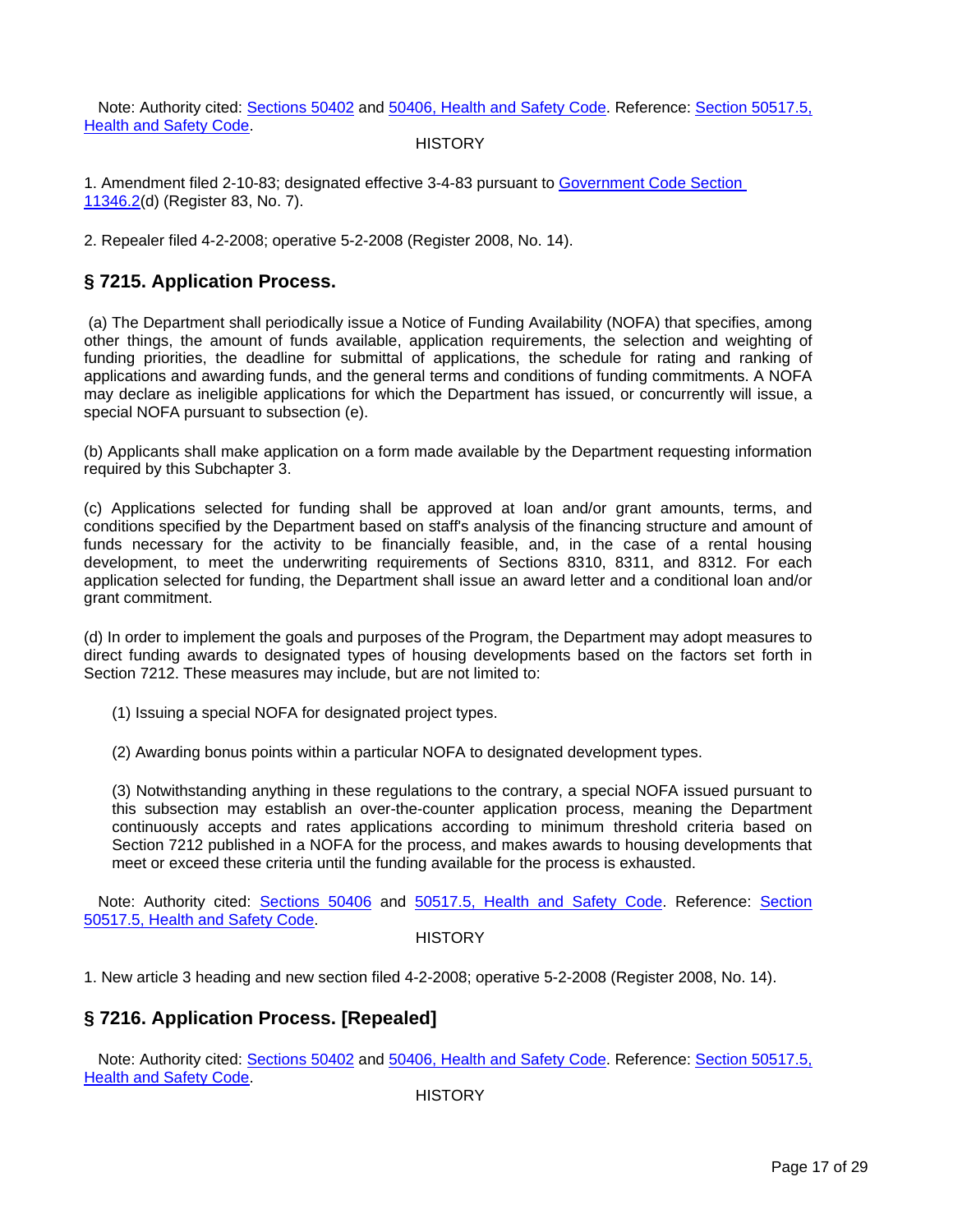Note: Authority cited: Sections 50402 and 50406, Health and Safety Code. Reference: Section 50517.5, Health and Safety Code.

HISTORY

1. Amendment filed 2-10-83; designated effective 3-4-83 pursuant to Government Code Section 11346.2(d) (Register 83, No. 7).

2. Repealer filed 4-2-2008; operative 5-2-2008 (Register 2008, No. 14).

## § 7215. Application Process.

(a) The Department shall periodically issue a Notice of Funding Availability (NOFA) that specifies, among other things, the amount of funds available, application requirements, the selection and weighting of funding priorities, the deadline for submittal of applications, the schedule for rating and ranking of applications and awarding funds, and the general terms and conditions of funding commitments. A NOFA may declare as ineligible applications for which the Department has issued, or concurrently will issue, a special NOFA pursuant to subsection (e).

(b) Applicants shall make application on a form made available by the Department requesting information required by this Subchapter 3.

(c) Applications selected for funding shall be approved at loan and/or grant amounts, terms, and conditions specified by the Department based on staff's analysis of the financing structure and amount of funds necessary for the activity to be financially feasible, and, in the case of a rental housing development, to meet the underwriting requirements of Sections 8310, 8311, and 8312. For each application selected for funding, the Department shall issue an award letter and a conditional loan and/or grant commitment.

(d) In order to implement the goals and purposes of the Program, the Department may adopt measures to direct funding awards to designated types of housing developments based on the factors set forth in Section 7212. These measures may include, but are not limited to:

(1) Issuing a special NOFA for designated project types.

(2) Awarding bonus points within a particular NOFA to designated development types.

(3) Notwithstanding anything in these regulations to the contrary, a special NOFA issued pursuant to this subsection may establish an over-the-counter application process, meaning the Department continuously accepts and rates applications according to minimum threshold criteria based on Section 7212 published in a NOFA for the process, and makes awards to housing developments that meet or exceed these criteria until the funding available for the process is exhausted.

Note: Authority cited: Sections 50406 and 50517.5, Health and Safety Code. Reference: Section 50517.5, Health and Safety Code.

HISTORY

1. New article 3 heading and new section filed 4-2-2008; operative 5-2-2008 (Register 2008, No. 14).

## § 7216. Application Process. [Repealed]

Note: Authority cited: Sections 50402 and 50406, Health and Safety Code. Reference: Section 50517.5, Health and Safety Code.

HISTORY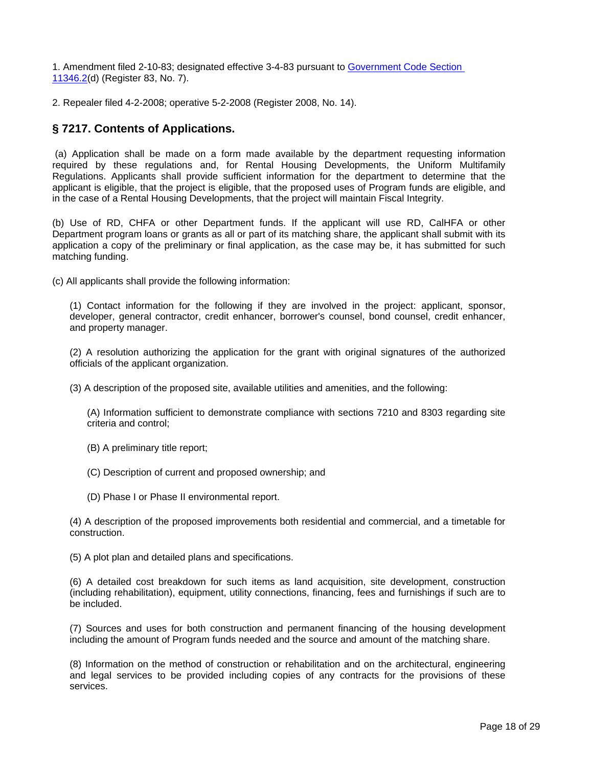1. Amendment filed 2-10-83; designated effective 3-4-83 pursuant to [Government Code Section 11346.2](#)(d) (Register 83, No. 7).

2. Repealer filed 4-2-2008; operative 5-2-2008 (Register 2008, No. 14).

## § 7217. Contents of Applications.

(a) Application shall be made on a form made available by the department requesting information required by these regulations and, for Rental Housing Developments, the Uniform Multifamily Regulations. Applicants shall provide sufficient information for the department to determine that the applicant is eligible, that the project is eligible, that the proposed uses of Program funds are eligible, and in the case of a Rental Housing Developments, that the project will maintain Fiscal Integrity.

(b) Use of RD, CHFA or other Department funds. If the applicant will use RD, CalHFA or other Department program loans or grants as all or part of its matching share, the applicant shall submit with its application a copy of the preliminary or final application, as the case may be, it has submitted for such matching funding.

(c) All applicants shall provide the following information:

(1) Contact information for the following if they are involved in the project: applicant, sponsor, developer, general contractor, credit enhancer, borrower's counsel, bond counsel, credit enhancer, and property manager.

(2) A resolution authorizing the application for the grant with original signatures of the authorized officials of the applicant organization.

(3) A description of the proposed site, available utilities and amenities, and the following:

(A) Information sufficient to demonstrate compliance with sections 7210 and 8303 regarding site criteria and control;

(B) A preliminary title report;

(C) Description of current and proposed ownership; and

(D) Phase I or Phase II environmental report.

(4) A description of the proposed improvements both residential and commercial, and a timetable for construction.

(5) A plot plan and detailed plans and specifications.

(6) A detailed cost breakdown for such items as land acquisition, site development, construction (including rehabilitation), equipment, utility connections, financing, fees and furnishings if such are to be included.

(7) Sources and uses for both construction and permanent financing of the housing development including the amount of Program funds needed and the source and amount of the matching share.

(8) Information on the method of construction or rehabilitation and on the architectural, engineering and legal services to be provided including copies of any contracts for the provisions of these services.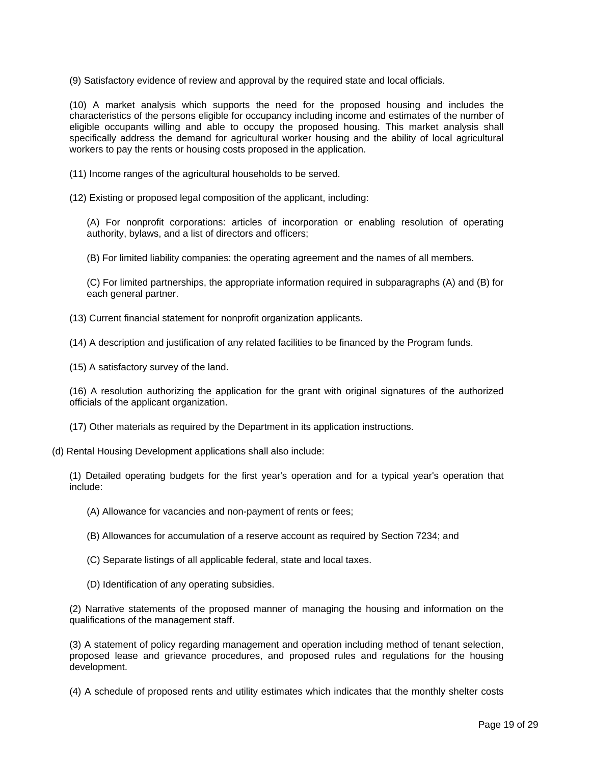(9) Satisfactory evidence of review and approval by the required state and local officials.

(10) A market analysis which supports the need for the proposed housing and includes the characteristics of the persons eligible for occupancy including income and estimates of the number of eligible occupants willing and able to occupy the proposed housing. This market analysis shall specifically address the demand for agricultural worker housing and the ability of local agricultural workers to pay the rents or housing costs proposed in the application.

(11) Income ranges of the agricultural households to be served.

(12) Existing or proposed legal composition of the applicant, including:

> (A) For nonprofit corporations: articles of incorporation or enabling resolution of operating authority, bylaws, and a list of directors and officers;
>
> (B) For limited liability companies: the operating agreement and the names of all members.
>
> (C) For limited partnerships, the appropriate information required in subparagraphs (A) and (B) for each general partner.

(13) Current financial statement for nonprofit organization applicants.

(14) A description and justification of any related facilities to be financed by the Program funds.

(15) A satisfactory survey of the land.

(16) A resolution authorizing the application for the grant with original signatures of the authorized officials of the applicant organization.

(17) Other materials as required by the Department in its application instructions.

(d) Rental Housing Development applications shall also include:

(1) Detailed operating budgets for the first year's operation and for a typical year's operation that include:

> (A) Allowance for vacancies and non-payment of rents or fees;
>
> (B) Allowances for accumulation of a reserve account as required by Section 7234; and
>
> (C) Separate listings of all applicable federal, state and local taxes.
>
> (D) Identification of any operating subsidies.

(2) Narrative statements of the proposed manner of managing the housing and information on the qualifications of the management staff.

(3) A statement of policy regarding management and operation including method of tenant selection, proposed lease and grievance procedures, and proposed rules and regulations for the housing development.

(4) A schedule of proposed rents and utility estimates which indicates that the monthly shelter costs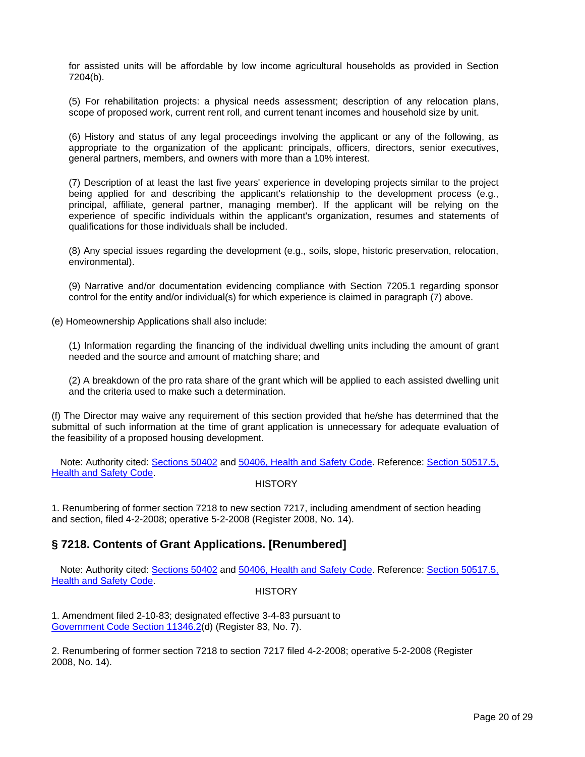for assisted units will be affordable by low income agricultural households as provided in Section 7204(b).

(5) For rehabilitation projects: a physical needs assessment; description of any relocation plans, scope of proposed work, current rent roll, and current tenant incomes and household size by unit.

(6) History and status of any legal proceedings involving the applicant or any of the following, as appropriate to the organization of the applicant: principals, officers, directors, senior executives, general partners, members, and owners with more than a 10% interest.

(7) Description of at least the last five years' experience in developing projects similar to the project being applied for and describing the applicant's relationship to the development process (e.g., principal, affiliate, general partner, managing member). If the applicant will be relying on the experience of specific individuals within the applicant's organization, resumes and statements of qualifications for those individuals shall be included.

(8) Any special issues regarding the development (e.g., soils, slope, historic preservation, relocation, environmental).

(9) Narrative and/or documentation evidencing compliance with Section 7205.1 regarding sponsor control for the entity and/or individual(s) for which experience is claimed in paragraph (7) above.

(e) Homeownership Applications shall also include:

(1) Information regarding the financing of the individual dwelling units including the amount of grant needed and the source and amount of matching share; and

(2) A breakdown of the pro rata share of the grant which will be applied to each assisted dwelling unit and the criteria used to make such a determination.

(f) The Director may waive any requirement of this section provided that he/she has determined that the submittal of such information at the time of grant application is unnecessary for adequate evaluation of the feasibility of a proposed housing development.

Note: Authority cited: Sections 50402 and 50406, Health and Safety Code. Reference: Section 50517.5, Health and Safety Code.

HISTORY

1. Renumbering of former section 7218 to new section 7217, including amendment of section heading and section, filed 4-2-2008; operative 5-2-2008 (Register 2008, No. 14).

## § 7218. Contents of Grant Applications. [Renumbered]

Note: Authority cited: Sections 50402 and 50406, Health and Safety Code. Reference: Section 50517.5, Health and Safety Code.

HISTORY

1. Amendment filed 2-10-83; designated effective 3-4-83 pursuant to Government Code Section 11346.2(d) (Register 83, No. 7).

2. Renumbering of former section 7218 to section 7217 filed 4-2-2008; operative 5-2-2008 (Register 2008, No. 14).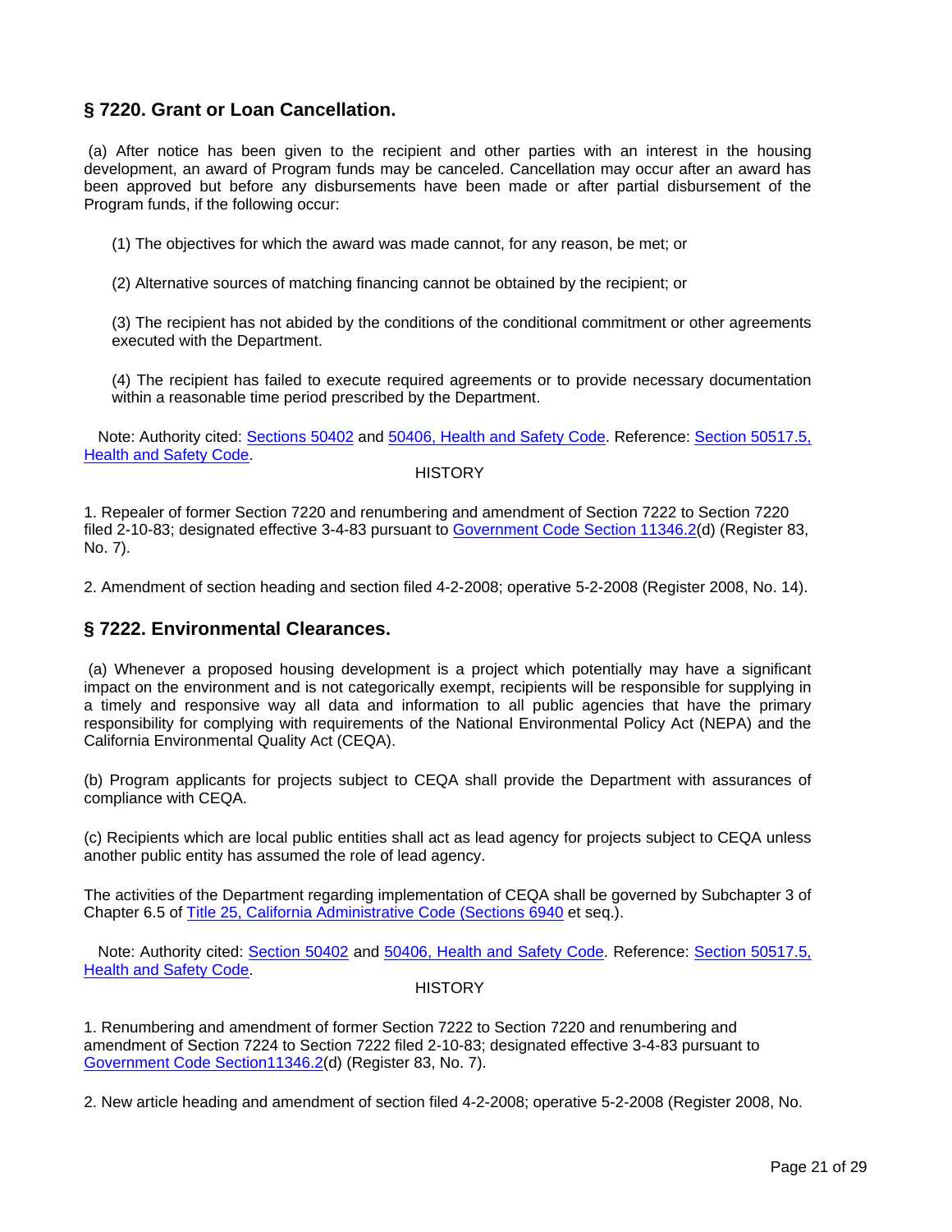## § 7220. Grant or Loan Cancellation.

(a) After notice has been given to the recipient and other parties with an interest in the housing development, an award of Program funds may be canceled. Cancellation may occur after an award has been approved but before any disbursements have been made or after partial disbursement of the Program funds, if the following occur:

(1) The objectives for which the award was made cannot, for any reason, be met; or

(2) Alternative sources of matching financing cannot be obtained by the recipient; or

(3) The recipient has not abided by the conditions of the conditional commitment or other agreements executed with the Department.

(4) The recipient has failed to execute required agreements or to provide necessary documentation within a reasonable time period prescribed by the Department.

Note: Authority cited: Sections 50402 and 50406, Health and Safety Code. Reference: Section 50517.5, Health and Safety Code.

HISTORY

1. Repealer of former Section 7220 and renumbering and amendment of Section 7222 to Section 7220 filed 2-10-83; designated effective 3-4-83 pursuant to Government Code Section 11346.2(d) (Register 83, No. 7).

2. Amendment of section heading and section filed 4-2-2008; operative 5-2-2008 (Register 2008, No. 14).

## § 7222. Environmental Clearances.

(a) Whenever a proposed housing development is a project which potentially may have a significant impact on the environment and is not categorically exempt, recipients will be responsible for supplying in a timely and responsive way all data and information to all public agencies that have the primary responsibility for complying with requirements of the National Environmental Policy Act (NEPA) and the California Environmental Quality Act (CEQA).

(b) Program applicants for projects subject to CEQA shall provide the Department with assurances of compliance with CEQA.

(c) Recipients which are local public entities shall act as lead agency for projects subject to CEQA unless another public entity has assumed the role of lead agency.

The activities of the Department regarding implementation of CEQA shall be governed by Subchapter 3 of Chapter 6.5 of Title 25, California Administrative Code (Sections 6940 et seq.).

Note: Authority cited: Section 50402 and 50406, Health and Safety Code. Reference: Section 50517.5, Health and Safety Code.

HISTORY

1. Renumbering and amendment of former Section 7222 to Section 7220 and renumbering and amendment of Section 7224 to Section 7222 filed 2-10-83; designated effective 3-4-83 pursuant to Government Code Section11346.2(d) (Register 83, No. 7).

2. New article heading and amendment of section filed 4-2-2008; operative 5-2-2008 (Register 2008, No.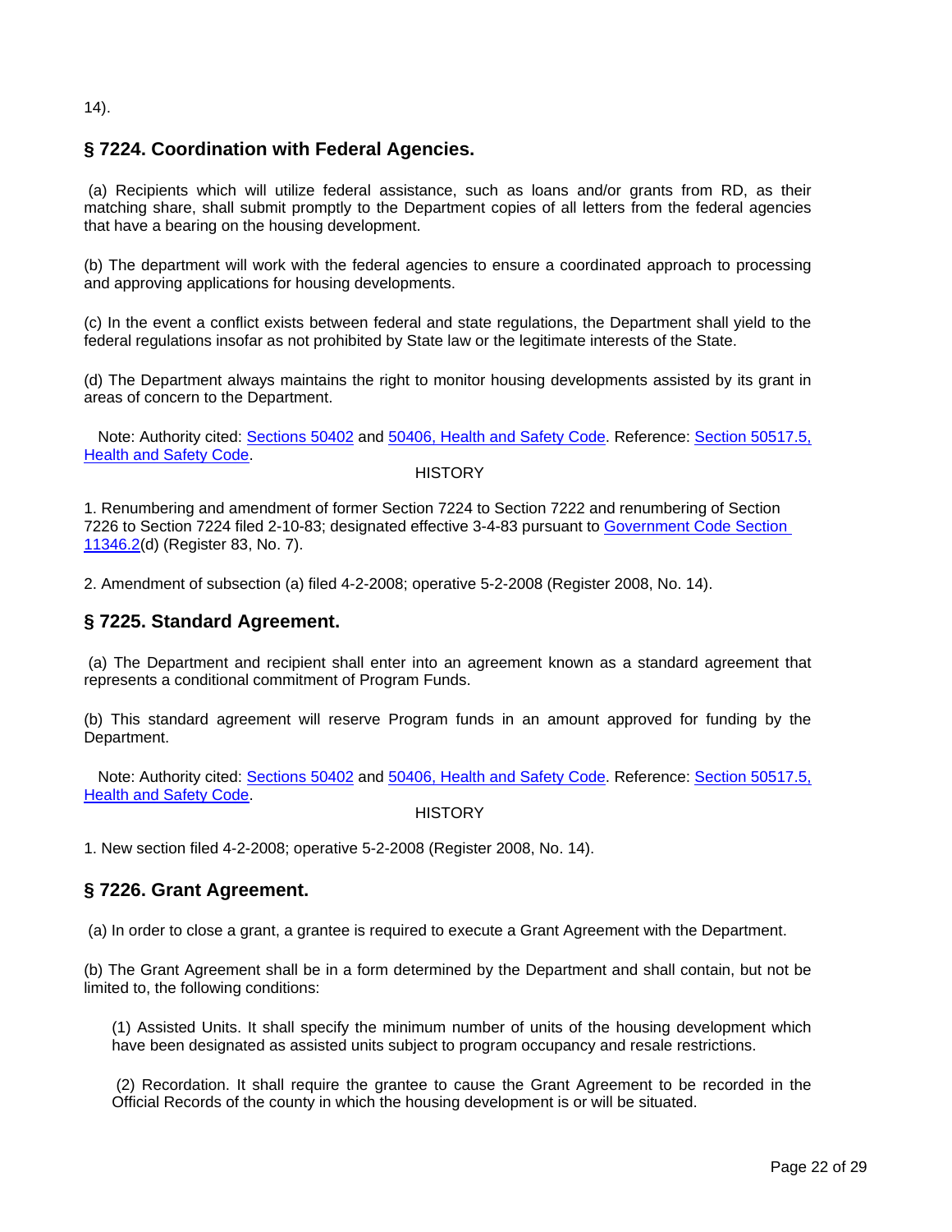14).

## § 7224. Coordination with Federal Agencies.

(a) Recipients which will utilize federal assistance, such as loans and/or grants from RD, as their matching share, shall submit promptly to the Department copies of all letters from the federal agencies that have a bearing on the housing development.

(b) The department will work with the federal agencies to ensure a coordinated approach to processing and approving applications for housing developments.

(c) In the event a conflict exists between federal and state regulations, the Department shall yield to the federal regulations insofar as not prohibited by State law or the legitimate interests of the State.

(d) The Department always maintains the right to monitor housing developments assisted by its grant in areas of concern to the Department.

Note: Authority cited: Sections 50402 and 50406, Health and Safety Code. Reference: Section 50517.5, Health and Safety Code.

HISTORY

1. Renumbering and amendment of former Section 7224 to Section 7222 and renumbering of Section 7226 to Section 7224 filed 2-10-83; designated effective 3-4-83 pursuant to Government Code Section 11346.2(d) (Register 83, No. 7).

2. Amendment of subsection (a) filed 4-2-2008; operative 5-2-2008 (Register 2008, No. 14).

## § 7225. Standard Agreement.

(a) The Department and recipient shall enter into an agreement known as a standard agreement that represents a conditional commitment of Program Funds.

(b) This standard agreement will reserve Program funds in an amount approved for funding by the Department.

Note: Authority cited: Sections 50402 and 50406, Health and Safety Code. Reference: Section 50517.5, Health and Safety Code.

HISTORY

1. New section filed 4-2-2008; operative 5-2-2008 (Register 2008, No. 14).

## § 7226. Grant Agreement.

(a) In order to close a grant, a grantee is required to execute a Grant Agreement with the Department.

(b) The Grant Agreement shall be in a form determined by the Department and shall contain, but not be limited to, the following conditions:

(1) Assisted Units. It shall specify the minimum number of units of the housing development which have been designated as assisted units subject to program occupancy and resale restrictions.

(2) Recordation. It shall require the grantee to cause the Grant Agreement to be recorded in the Official Records of the county in which the housing development is or will be situated.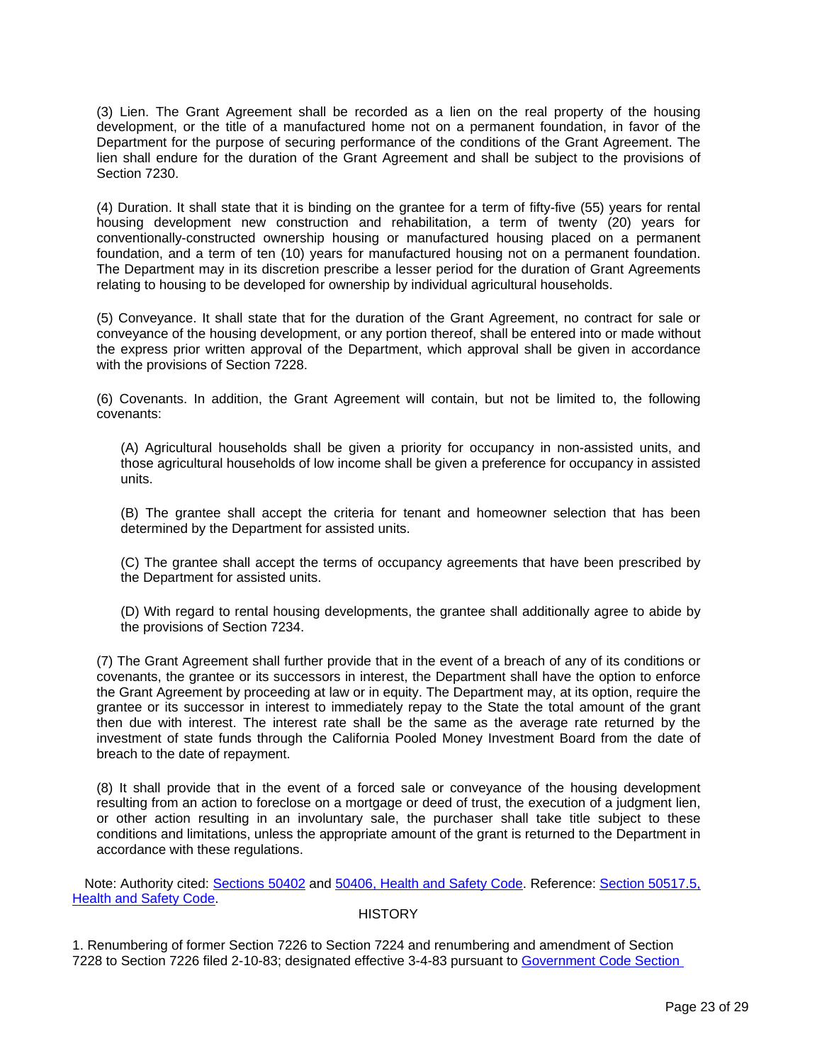(3) Lien. The Grant Agreement shall be recorded as a lien on the real property of the housing development, or the title of a manufactured home not on a permanent foundation, in favor of the Department for the purpose of securing performance of the conditions of the Grant Agreement. The lien shall endure for the duration of the Grant Agreement and shall be subject to the provisions of Section 7230.

(4) Duration. It shall state that it is binding on the grantee for a term of fifty-five (55) years for rental housing development new construction and rehabilitation, a term of twenty (20) years for conventionally-constructed ownership housing or manufactured housing placed on a permanent foundation, and a term of ten (10) years for manufactured housing not on a permanent foundation. The Department may in its discretion prescribe a lesser period for the duration of Grant Agreements relating to housing to be developed for ownership by individual agricultural households.

(5) Conveyance. It shall state that for the duration of the Grant Agreement, no contract for sale or conveyance of the housing development, or any portion thereof, shall be entered into or made without the express prior written approval of the Department, which approval shall be given in accordance with the provisions of Section 7228.

(6) Covenants. In addition, the Grant Agreement will contain, but not be limited to, the following covenants:

(A) Agricultural households shall be given a priority for occupancy in non-assisted units, and those agricultural households of low income shall be given a preference for occupancy in assisted units.

(B) The grantee shall accept the criteria for tenant and homeowner selection that has been determined by the Department for assisted units.

(C) The grantee shall accept the terms of occupancy agreements that have been prescribed by the Department for assisted units.

(D) With regard to rental housing developments, the grantee shall additionally agree to abide by the provisions of Section 7234.

(7) The Grant Agreement shall further provide that in the event of a breach of any of its conditions or covenants, the grantee or its successors in interest, the Department shall have the option to enforce the Grant Agreement by proceeding at law or in equity. The Department may, at its option, require the grantee or its successor in interest to immediately repay to the State the total amount of the grant then due with interest. The interest rate shall be the same as the average rate returned by the investment of state funds through the California Pooled Money Investment Board from the date of breach to the date of repayment.

(8) It shall provide that in the event of a forced sale or conveyance of the housing development resulting from an action to foreclose on a mortgage or deed of trust, the execution of a judgment lien, or other action resulting in an involuntary sale, the purchaser shall take title subject to these conditions and limitations, unless the appropriate amount of the grant is returned to the Department in accordance with these regulations.

Note: Authority cited: Sections 50402 and 50406, Health and Safety Code. Reference: Section 50517.5, Health and Safety Code.

HISTORY

1. Renumbering of former Section 7226 to Section 7224 and renumbering and amendment of Section 7228 to Section 7226 filed 2-10-83; designated effective 3-4-83 pursuant to Government Code Section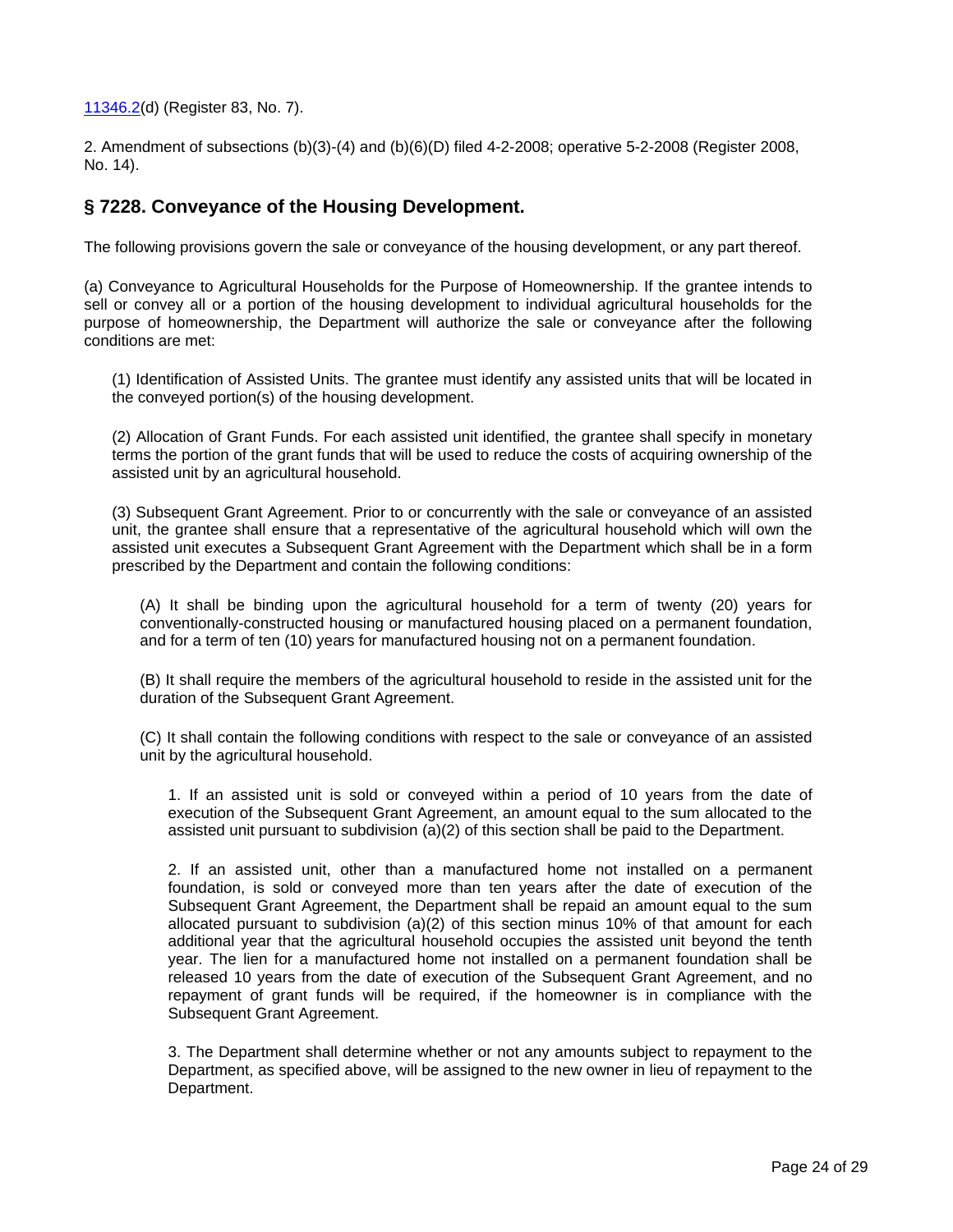11346.2(d) (Register 83, No. 7).

2. Amendment of subsections (b)(3)-(4) and (b)(6)(D) filed 4-2-2008; operative 5-2-2008 (Register 2008, No. 14).

## § 7228. Conveyance of the Housing Development.

The following provisions govern the sale or conveyance of the housing development, or any part thereof.

(a) Conveyance to Agricultural Households for the Purpose of Homeownership. If the grantee intends to sell or convey all or a portion of the housing development to individual agricultural households for the purpose of homeownership, the Department will authorize the sale or conveyance after the following conditions are met:

(1) Identification of Assisted Units. The grantee must identify any assisted units that will be located in the conveyed portion(s) of the housing development.

(2) Allocation of Grant Funds. For each assisted unit identified, the grantee shall specify in monetary terms the portion of the grant funds that will be used to reduce the costs of acquiring ownership of the assisted unit by an agricultural household.

(3) Subsequent Grant Agreement. Prior to or concurrently with the sale or conveyance of an assisted unit, the grantee shall ensure that a representative of the agricultural household which will own the assisted unit executes a Subsequent Grant Agreement with the Department which shall be in a form prescribed by the Department and contain the following conditions:

(A) It shall be binding upon the agricultural household for a term of twenty (20) years for conventionally-constructed housing or manufactured housing placed on a permanent foundation, and for a term of ten (10) years for manufactured housing not on a permanent foundation.

(B) It shall require the members of the agricultural household to reside in the assisted unit for the duration of the Subsequent Grant Agreement.

(C) It shall contain the following conditions with respect to the sale or conveyance of an assisted unit by the agricultural household.

1. If an assisted unit is sold or conveyed within a period of 10 years from the date of execution of the Subsequent Grant Agreement, an amount equal to the sum allocated to the assisted unit pursuant to subdivision (a)(2) of this section shall be paid to the Department.

2. If an assisted unit, other than a manufactured home not installed on a permanent foundation, is sold or conveyed more than ten years after the date of execution of the Subsequent Grant Agreement, the Department shall be repaid an amount equal to the sum allocated pursuant to subdivision (a)(2) of this section minus 10% of that amount for each additional year that the agricultural household occupies the assisted unit beyond the tenth year. The lien for a manufactured home not installed on a permanent foundation shall be released 10 years from the date of execution of the Subsequent Grant Agreement, and no repayment of grant funds will be required, if the homeowner is in compliance with the Subsequent Grant Agreement.

3. The Department shall determine whether or not any amounts subject to repayment to the Department, as specified above, will be assigned to the new owner in lieu of repayment to the Department.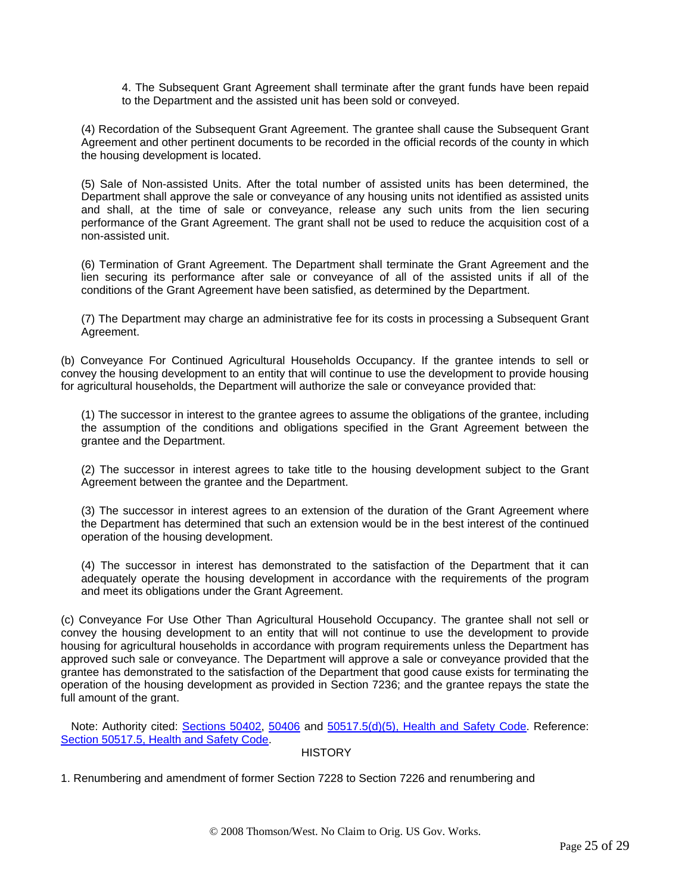4. The Subsequent Grant Agreement shall terminate after the grant funds have been repaid to the Department and the assisted unit has been sold or conveyed.

(4) Recordation of the Subsequent Grant Agreement. The grantee shall cause the Subsequent Grant Agreement and other pertinent documents to be recorded in the official records of the county in which the housing development is located.

(5) Sale of Non-assisted Units. After the total number of assisted units has been determined, the Department shall approve the sale or conveyance of any housing units not identified as assisted units and shall, at the time of sale or conveyance, release any such units from the lien securing performance of the Grant Agreement. The grant shall not be used to reduce the acquisition cost of a non-assisted unit.

(6) Termination of Grant Agreement. The Department shall terminate the Grant Agreement and the lien securing its performance after sale or conveyance of all of the assisted units if all of the conditions of the Grant Agreement have been satisfied, as determined by the Department.

(7) The Department may charge an administrative fee for its costs in processing a Subsequent Grant Agreement.

(b) Conveyance For Continued Agricultural Households Occupancy. If the grantee intends to sell or convey the housing development to an entity that will continue to use the development to provide housing for agricultural households, the Department will authorize the sale or conveyance provided that:

(1) The successor in interest to the grantee agrees to assume the obligations of the grantee, including the assumption of the conditions and obligations specified in the Grant Agreement between the grantee and the Department.

(2) The successor in interest agrees to take title to the housing development subject to the Grant Agreement between the grantee and the Department.

(3) The successor in interest agrees to an extension of the duration of the Grant Agreement where the Department has determined that such an extension would be in the best interest of the continued operation of the housing development.

(4) The successor in interest has demonstrated to the satisfaction of the Department that it can adequately operate the housing development in accordance with the requirements of the program and meet its obligations under the Grant Agreement.

(c) Conveyance For Use Other Than Agricultural Household Occupancy. The grantee shall not sell or convey the housing development to an entity that will not continue to use the development to provide housing for agricultural households in accordance with program requirements unless the Department has approved such sale or conveyance. The Department will approve a sale or conveyance provided that the grantee has demonstrated to the satisfaction of the Department that good cause exists for terminating the operation of the housing development as provided in Section 7236; and the grantee repays the state the full amount of the grant.

Note: Authority cited: Sections 50402, 50406 and 50517.5(d)(5), Health and Safety Code. Reference: Section 50517.5, Health and Safety Code.

HISTORY

1. Renumbering and amendment of former Section 7228 to Section 7226 and renumbering and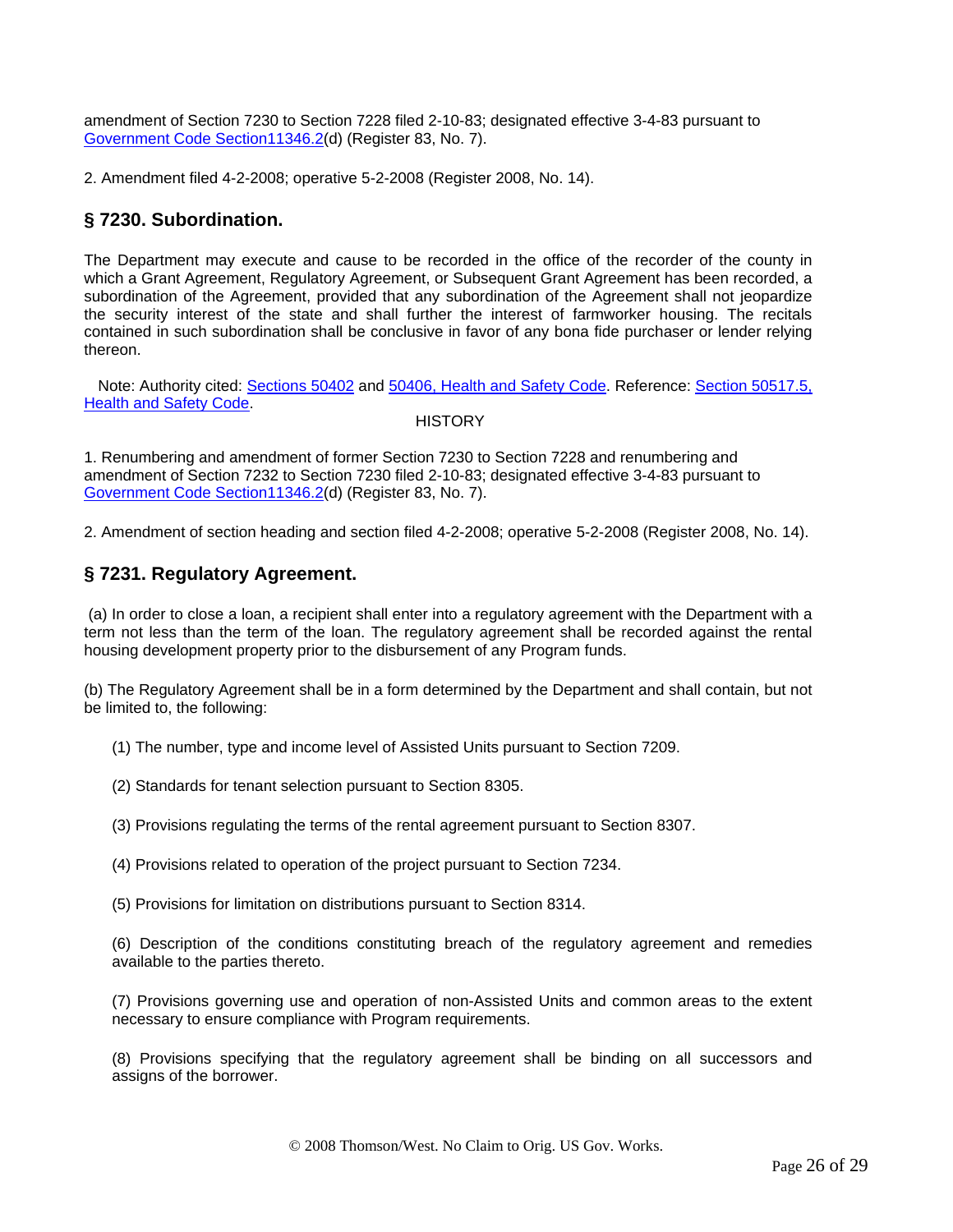amendment of Section 7230 to Section 7228 filed 2-10-83; designated effective 3-4-83 pursuant to Government Code Section11346.2(d) (Register 83, No. 7).

2. Amendment filed 4-2-2008; operative 5-2-2008 (Register 2008, No. 14).

## § 7230. Subordination.

The Department may execute and cause to be recorded in the office of the recorder of the county in which a Grant Agreement, Regulatory Agreement, or Subsequent Grant Agreement has been recorded, a subordination of the Agreement, provided that any subordination of the Agreement shall not jeopardize the security interest of the state and shall further the interest of farmworker housing. The recitals contained in such subordination shall be conclusive in favor of any bona fide purchaser or lender relying thereon.

Note: Authority cited: Sections 50402 and 50406, Health and Safety Code. Reference: Section 50517.5, Health and Safety Code.

HISTORY

1. Renumbering and amendment of former Section 7230 to Section 7228 and renumbering and amendment of Section 7232 to Section 7230 filed 2-10-83; designated effective 3-4-83 pursuant to Government Code Section11346.2(d) (Register 83, No. 7).

2. Amendment of section heading and section filed 4-2-2008; operative 5-2-2008 (Register 2008, No. 14).

## § 7231. Regulatory Agreement.

(a) In order to close a loan, a recipient shall enter into a regulatory agreement with the Department with a term not less than the term of the loan. The regulatory agreement shall be recorded against the rental housing development property prior to the disbursement of any Program funds.

(b) The Regulatory Agreement shall be in a form determined by the Department and shall contain, but not be limited to, the following:

(1) The number, type and income level of Assisted Units pursuant to Section 7209.

(2) Standards for tenant selection pursuant to Section 8305.

(3) Provisions regulating the terms of the rental agreement pursuant to Section 8307.

(4) Provisions related to operation of the project pursuant to Section 7234.

(5) Provisions for limitation on distributions pursuant to Section 8314.

(6) Description of the conditions constituting breach of the regulatory agreement and remedies available to the parties thereto.

(7) Provisions governing use and operation of non-Assisted Units and common areas to the extent necessary to ensure compliance with Program requirements.

(8) Provisions specifying that the regulatory agreement shall be binding on all successors and assigns of the borrower.

© 2008 Thomson/West. No Claim to Orig. US Gov. Works.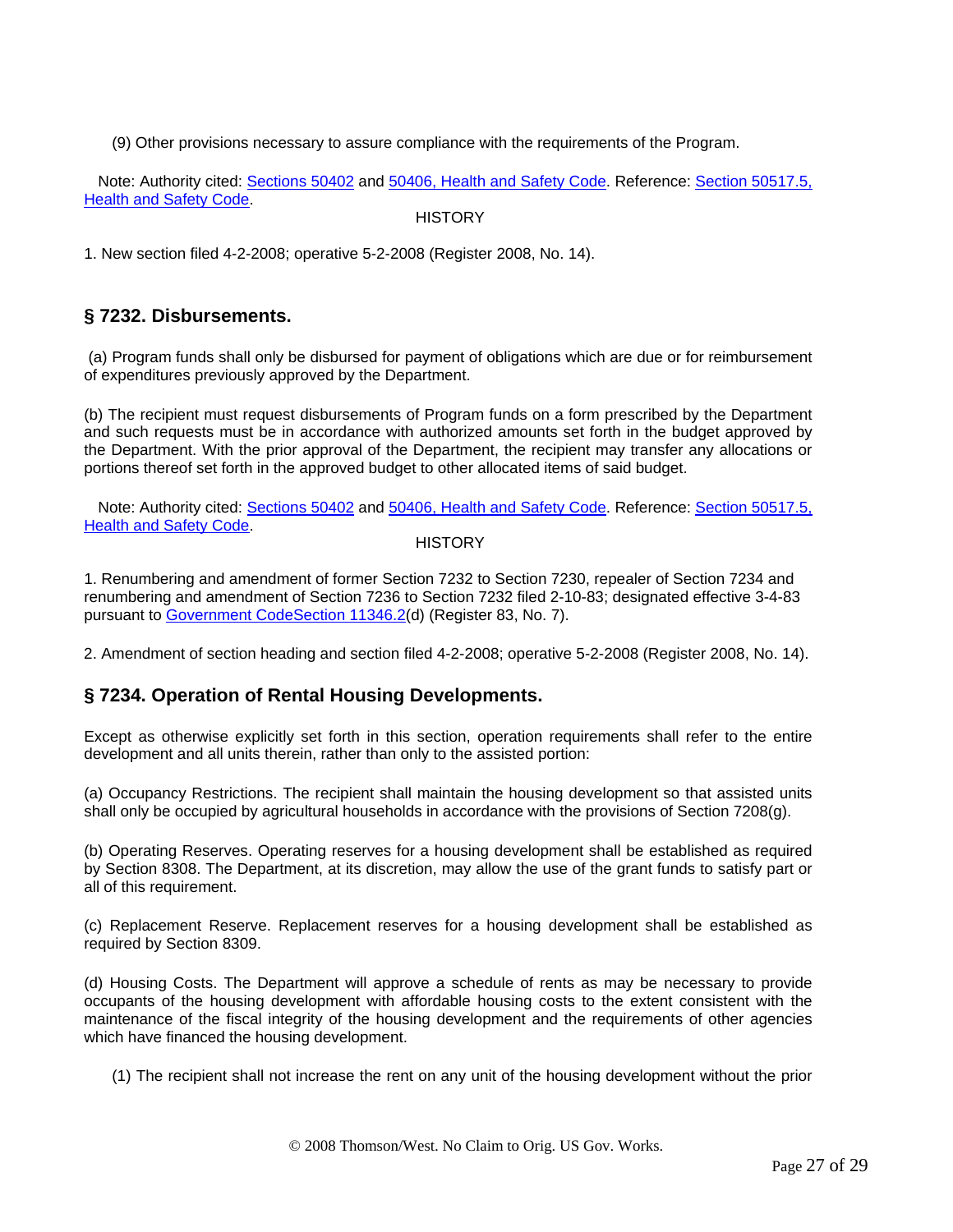(9) Other provisions necessary to assure compliance with the requirements of the Program.

Note: Authority cited: Sections 50402 and 50406, Health and Safety Code. Reference: Section 50517.5, Health and Safety Code.

HISTORY

1. New section filed 4-2-2008; operative 5-2-2008 (Register 2008, No. 14).

## § 7232. Disbursements.

(a) Program funds shall only be disbursed for payment of obligations which are due or for reimbursement of expenditures previously approved by the Department.

(b) The recipient must request disbursements of Program funds on a form prescribed by the Department and such requests must be in accordance with authorized amounts set forth in the budget approved by the Department. With the prior approval of the Department, the recipient may transfer any allocations or portions thereof set forth in the approved budget to other allocated items of said budget.

Note: Authority cited: Sections 50402 and 50406, Health and Safety Code. Reference: Section 50517.5, Health and Safety Code.

HISTORY

1. Renumbering and amendment of former Section 7232 to Section 7230, repealer of Section 7234 and renumbering and amendment of Section 7236 to Section 7232 filed 2-10-83; designated effective 3-4-83 pursuant to Government CodeSection 11346.2(d) (Register 83, No. 7).

2. Amendment of section heading and section filed 4-2-2008; operative 5-2-2008 (Register 2008, No. 14).

## § 7234. Operation of Rental Housing Developments.

Except as otherwise explicitly set forth in this section, operation requirements shall refer to the entire development and all units therein, rather than only to the assisted portion:

(a) Occupancy Restrictions. The recipient shall maintain the housing development so that assisted units shall only be occupied by agricultural households in accordance with the provisions of Section 7208(g).

(b) Operating Reserves. Operating reserves for a housing development shall be established as required by Section 8308. The Department, at its discretion, may allow the use of the grant funds to satisfy part or all of this requirement.

(c) Replacement Reserve. Replacement reserves for a housing development shall be established as required by Section 8309.

(d) Housing Costs. The Department will approve a schedule of rents as may be necessary to provide occupants of the housing development with affordable housing costs to the extent consistent with the maintenance of the fiscal integrity of the housing development and the requirements of other agencies which have financed the housing development.

(1) The recipient shall not increase the rent on any unit of the housing development without the prior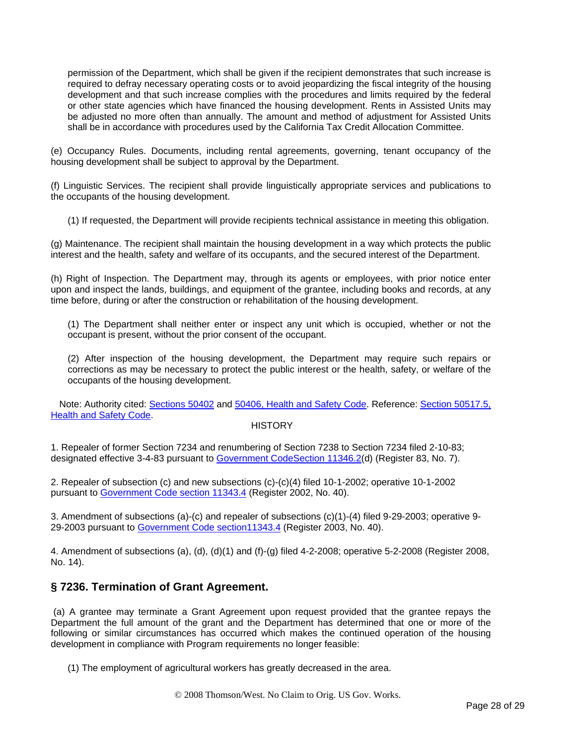permission of the Department, which shall be given if the recipient demonstrates that such increase is required to defray necessary operating costs or to avoid jeopardizing the fiscal integrity of the housing development and that such increase complies with the procedures and limits required by the federal or other state agencies which have financed the housing development. Rents in Assisted Units may be adjusted no more often than annually. The amount and method of adjustment for Assisted Units shall be in accordance with procedures used by the California Tax Credit Allocation Committee.

(e) Occupancy Rules. Documents, including rental agreements, governing, tenant occupancy of the housing development shall be subject to approval by the Department.

(f) Linguistic Services. The recipient shall provide linguistically appropriate services and publications to the occupants of the housing development.

(1) If requested, the Department will provide recipients technical assistance in meeting this obligation.

(g) Maintenance. The recipient shall maintain the housing development in a way which protects the public interest and the health, safety and welfare of its occupants, and the secured interest of the Department.

(h) Right of Inspection. The Department may, through its agents or employees, with prior notice enter upon and inspect the lands, buildings, and equipment of the grantee, including books and records, at any time before, during or after the construction or rehabilitation of the housing development.

(1) The Department shall neither enter or inspect any unit which is occupied, whether or not the occupant is present, without the prior consent of the occupant.

(2) After inspection of the housing development, the Department may require such repairs or corrections as may be necessary to protect the public interest or the health, safety, or welfare of the occupants of the housing development.

Note: Authority cited: Sections 50402 and 50406, Health and Safety Code. Reference: Section 50517.5, Health and Safety Code.

HISTORY

1. Repealer of former Section 7234 and renumbering of Section 7238 to Section 7234 filed 2-10-83; designated effective 3-4-83 pursuant to Government CodeSection 11346.2(d) (Register 83, No. 7).

2. Repealer of subsection (c) and new subsections (c)-(c)(4) filed 10-1-2002; operative 10-1-2002 pursuant to Government Code section 11343.4 (Register 2002, No. 40).

3. Amendment of subsections (a)-(c) and repealer of subsections (c)(1)-(4) filed 9-29-2003; operative 9-29-2003 pursuant to Government Code section11343.4 (Register 2003, No. 40).

4. Amendment of subsections (a), (d), (d)(1) and (f)-(g) filed 4-2-2008; operative 5-2-2008 (Register 2008, No. 14).

## § 7236. Termination of Grant Agreement.

(a) A grantee may terminate a Grant Agreement upon request provided that the grantee repays the Department the full amount of the grant and the Department has determined that one or more of the following or similar circumstances has occurred which makes the continued operation of the housing development in compliance with Program requirements no longer feasible:

(1) The employment of agricultural workers has greatly decreased in the area.

© 2008 Thomson/West. No Claim to Orig. US Gov. Works.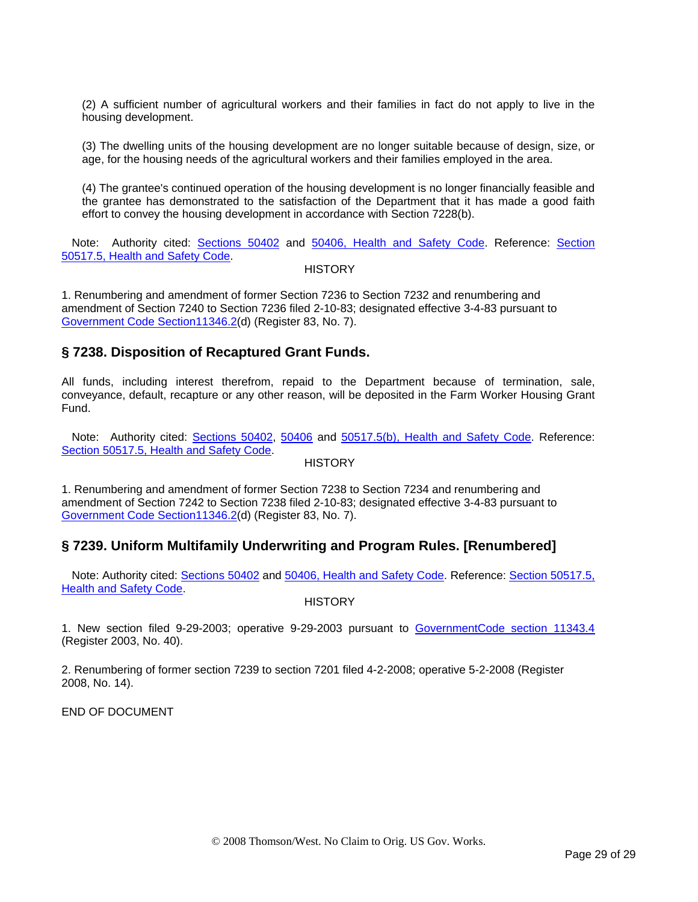(2) A sufficient number of agricultural workers and their families in fact do not apply to live in the housing development.

(3) The dwelling units of the housing development are no longer suitable because of design, size, or age, for the housing needs of the agricultural workers and their families employed in the area.

(4) The grantee's continued operation of the housing development is no longer financially feasible and the grantee has demonstrated to the satisfaction of the Department that it has made a good faith effort to convey the housing development in accordance with Section 7228(b).

Note: Authority cited: Sections 50402 and 50406, Health and Safety Code. Reference: Section 50517.5, Health and Safety Code.

HISTORY

1. Renumbering and amendment of former Section 7236 to Section 7232 and renumbering and amendment of Section 7240 to Section 7236 filed 2-10-83; designated effective 3-4-83 pursuant to Government Code Section11346.2(d) (Register 83, No. 7).

## § 7238. Disposition of Recaptured Grant Funds.

All funds, including interest therefrom, repaid to the Department because of termination, sale, conveyance, default, recapture or any other reason, will be deposited in the Farm Worker Housing Grant Fund.

Note: Authority cited: Sections 50402, 50406 and 50517.5(b), Health and Safety Code. Reference: Section 50517.5, Health and Safety Code.

HISTORY

1. Renumbering and amendment of former Section 7238 to Section 7234 and renumbering and amendment of Section 7242 to Section 7238 filed 2-10-83; designated effective 3-4-83 pursuant to Government Code Section11346.2(d) (Register 83, No. 7).

## § 7239. Uniform Multifamily Underwriting and Program Rules. [Renumbered]

Note: Authority cited: Sections 50402 and 50406, Health and Safety Code. Reference: Section 50517.5, Health and Safety Code.

HISTORY

1. New section filed 9-29-2003; operative 9-29-2003 pursuant to GovernmentCode section 11343.4 (Register 2003, No. 40).

2. Renumbering of former section 7239 to section 7201 filed 4-2-2008; operative 5-2-2008 (Register 2008, No. 14).

END OF DOCUMENT

© 2008 Thomson/West. No Claim to Orig. US Gov. Works.